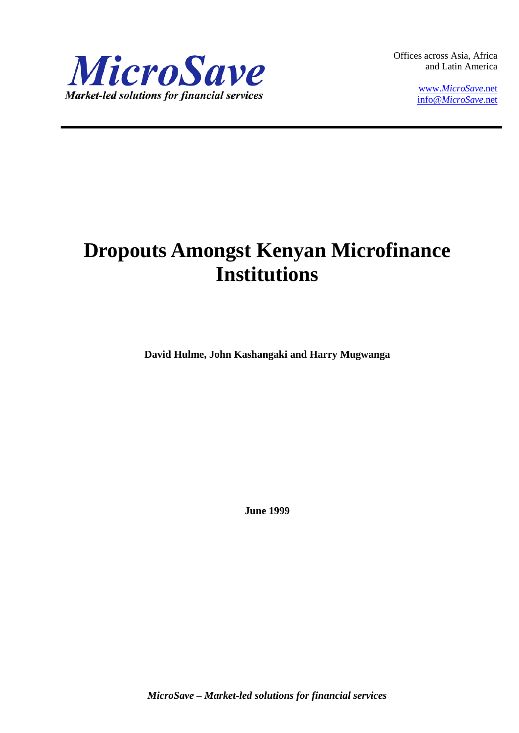*MicroSave*

*Market-led solutions for financial services*

Offices across Asia, Africa and Latin America

www.*MicroSave*.net
info@*MicroSave*.net

# Dropouts Amongst Kenyan Microfinance Institutions

**David Hulme, John Kashangaki and Harry Mugwanga**

**June 1999**

***MicroSave* – Market-led solutions for financial services**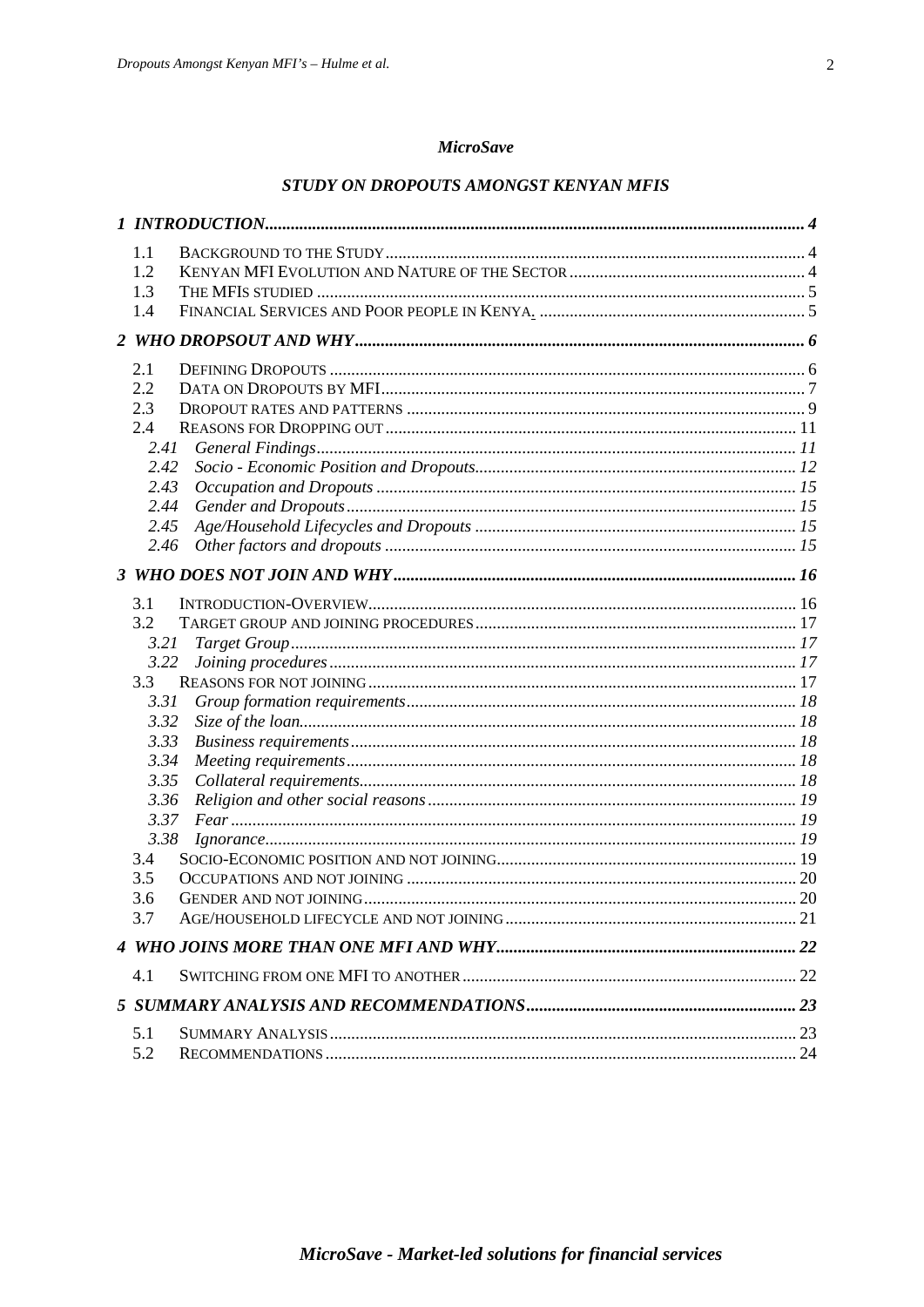***MicroSave***

***STUDY ON DROPOUTS AMONGST KENYAN MFIS***

***1 INTRODUCTION*** ........................................................................................................................... ***4***

1.1 Background to the Study ......................................................................................... 4
1.2 Kenyan MFI Evolution and Nature of the Sector ....................................................... 4
1.3 The MFIs studied ...................................................................................................... 5
1.4 Financial Services and Poor people in Kenya. ............................................................ 5

***2 WHO DROPSOUT AND WHY*** ...................................................................................................... ***6***

2.1 Defining Dropouts ....................................................................................................... 6
2.2 Data on Dropouts by MFI ............................................................................................ 7
2.3 Dropout rates and patterns .......................................................................................... 9
2.4 Reasons for Dropping out ........................................................................................... 11
*2.41 General Findings* ........................................................................................................ *11*
*2.42 Socio - Economic Position and Dropouts* ................................................................... *12*
*2.43 Occupation and Dropouts* .......................................................................................... *15*
*2.44 Gender and Dropouts* ................................................................................................ *15*
*2.45 Age/Household Lifecycles and Dropouts* ................................................................... *15*
*2.46 Other factors and dropouts* ........................................................................................ *15*

***3 WHO DOES NOT JOIN AND WHY*** ............................................................................................. ***16***

3.1 Introduction-Overview ................................................................................................. 16
3.2 Target group and joining procedures .......................................................................... 17
*3.21 Target Group* ............................................................................................................. *17*
*3.22 Joining procedures* .................................................................................................... *17*
3.3 Reasons for not joining ................................................................................................ 17
*3.31 Group formation requirements* ................................................................................... *18*
*3.32 Size of the loan* .......................................................................................................... *18*
*3.33 Business requirements* ............................................................................................... *18*
*3.34 Meeting requirements* ................................................................................................ *18*
*3.35 Collateral requirements* ............................................................................................. *18*
*3.36 Religion and other social reasons* .............................................................................. *19*
*3.37 Fear* .......................................................................................................................... *19*
*3.38 Ignorance* .................................................................................................................. *19*
3.4 Socio-Economic position and not joining ..................................................................... 19
3.5 Occupations and not joining ........................................................................................ 20
3.6 Gender and not joining ................................................................................................ 20
3.7 Age/household lifecycle and not joining ...................................................................... 21

***4 WHO JOINS MORE THAN ONE MFI AND WHY*** ...................................................................... ***22***

4.1 Switching from one MFI to another ............................................................................. 22

***5 SUMMARY ANALYSIS AND RECOMMENDATIONS*** ............................................................... ***23***

5.1 Summary Analysis ....................................................................................................... 23
5.2 Recommendations ....................................................................................................... 24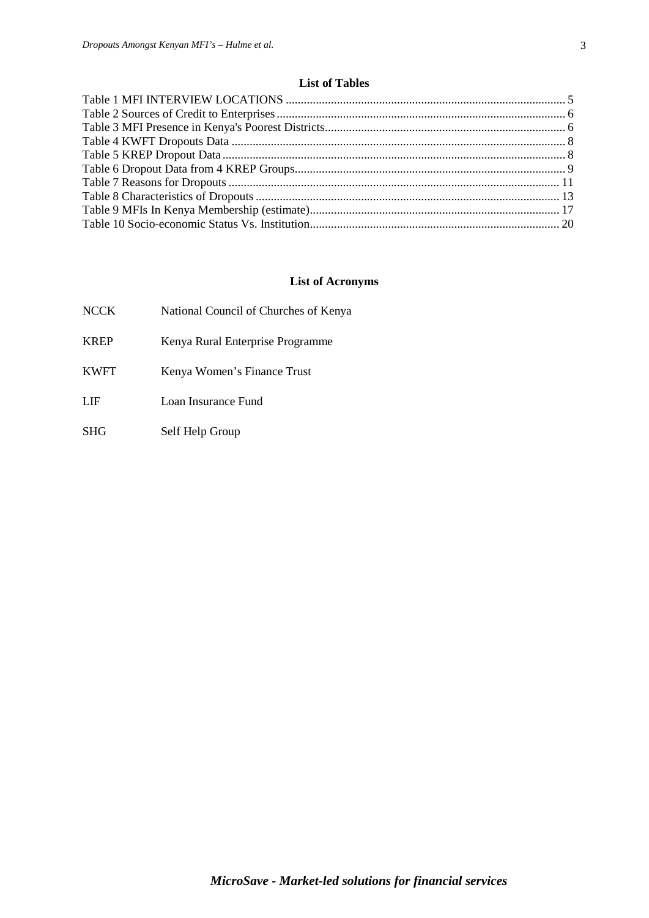## List of Tables

Table 1 MFI INTERVIEW LOCATIONS ........................................................................................ 5
Table 2 Sources of Credit to Enterprises ........................................................................................ 6
Table 3 MFI Presence in Kenya's Poorest Districts ........................................................................ 6
Table 4 KWFT Dropouts Data ........................................................................................................ 8
Table 5 KREP Dropout Data ........................................................................................................... 8
Table 6 Dropout Data from 4 KREP Groups .................................................................................. 9
Table 7 Reasons for Dropouts ....................................................................................................... 11
Table 8 Characteristics of Dropouts ............................................................................................. 13
Table 9 MFIs In Kenya Membership (estimate) ........................................................................... 17
Table 10 Socio-economic Status Vs. Institution ........................................................................... 20

## List of Acronyms

| | |
|---|---|
| NCCK | National Council of Churches of Kenya |
| KREP | Kenya Rural Enterprise Programme |
| KWFT | Kenya Women's Finance Trust |
| LIF | Loan Insurance Fund |
| SHG | Self Help Group |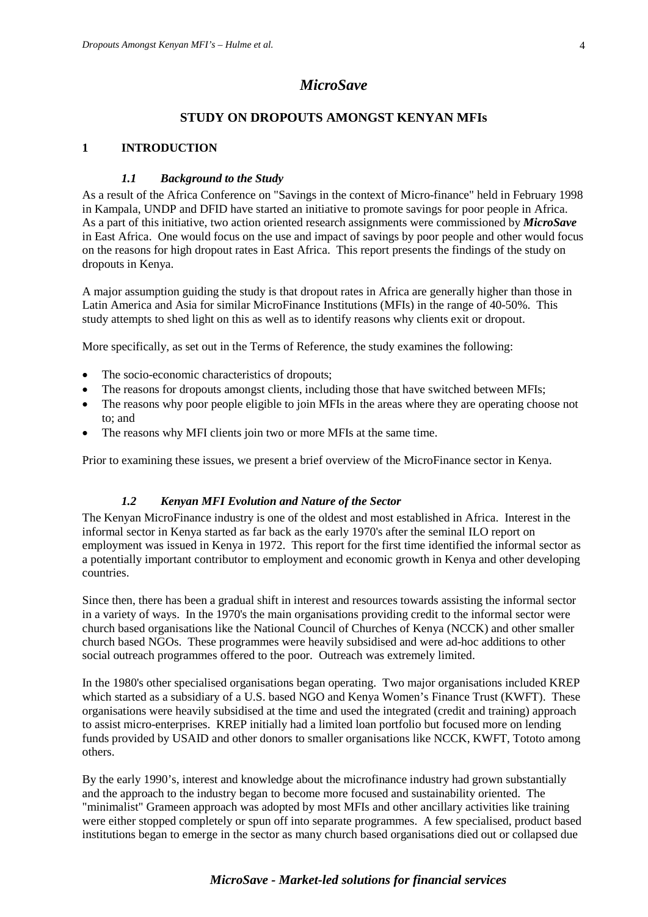# *MicroSave*

## STUDY ON DROPOUTS AMONGST KENYAN MFIs

## 1 INTRODUCTION

### *1.1 Background to the Study*

As a result of the Africa Conference on "Savings in the context of Micro-finance" held in February 1998 in Kampala, UNDP and DFID have started an initiative to promote savings for poor people in Africa. As a part of this initiative, two action oriented research assignments were commissioned by ***MicroSave*** in East Africa. One would focus on the use and impact of savings by poor people and other would focus on the reasons for high dropout rates in East Africa. This report presents the findings of the study on dropouts in Kenya.

A major assumption guiding the study is that dropout rates in Africa are generally higher than those in Latin America and Asia for similar MicroFinance Institutions (MFIs) in the range of 40-50%. This study attempts to shed light on this as well as to identify reasons why clients exit or dropout.

More specifically, as set out in the Terms of Reference, the study examines the following:

- The socio-economic characteristics of dropouts;
- The reasons for dropouts amongst clients, including those that have switched between MFIs;
- The reasons why poor people eligible to join MFIs in the areas where they are operating choose not to; and
- The reasons why MFI clients join two or more MFIs at the same time.

Prior to examining these issues, we present a brief overview of the MicroFinance sector in Kenya.

### *1.2 Kenyan MFI Evolution and Nature of the Sector*

The Kenyan MicroFinance industry is one of the oldest and most established in Africa. Interest in the informal sector in Kenya started as far back as the early 1970's after the seminal ILO report on employment was issued in Kenya in 1972. This report for the first time identified the informal sector as a potentially important contributor to employment and economic growth in Kenya and other developing countries.

Since then, there has been a gradual shift in interest and resources towards assisting the informal sector in a variety of ways. In the 1970's the main organisations providing credit to the informal sector were church based organisations like the National Council of Churches of Kenya (NCCK) and other smaller church based NGOs. These programmes were heavily subsidised and were ad-hoc additions to other social outreach programmes offered to the poor. Outreach was extremely limited.

In the 1980's other specialised organisations began operating. Two major organisations included KREP which started as a subsidiary of a U.S. based NGO and Kenya Women's Finance Trust (KWFT). These organisations were heavily subsidised at the time and used the integrated (credit and training) approach to assist micro-enterprises. KREP initially had a limited loan portfolio but focused more on lending funds provided by USAID and other donors to smaller organisations like NCCK, KWFT, Tototo among others.

By the early 1990's, interest and knowledge about the microfinance industry had grown substantially and the approach to the industry began to become more focused and sustainability oriented. The "minimalist" Grameen approach was adopted by most MFIs and other ancillary activities like training were either stopped completely or spun off into separate programmes. A few specialised, product based institutions began to emerge in the sector as many church based organisations died out or collapsed due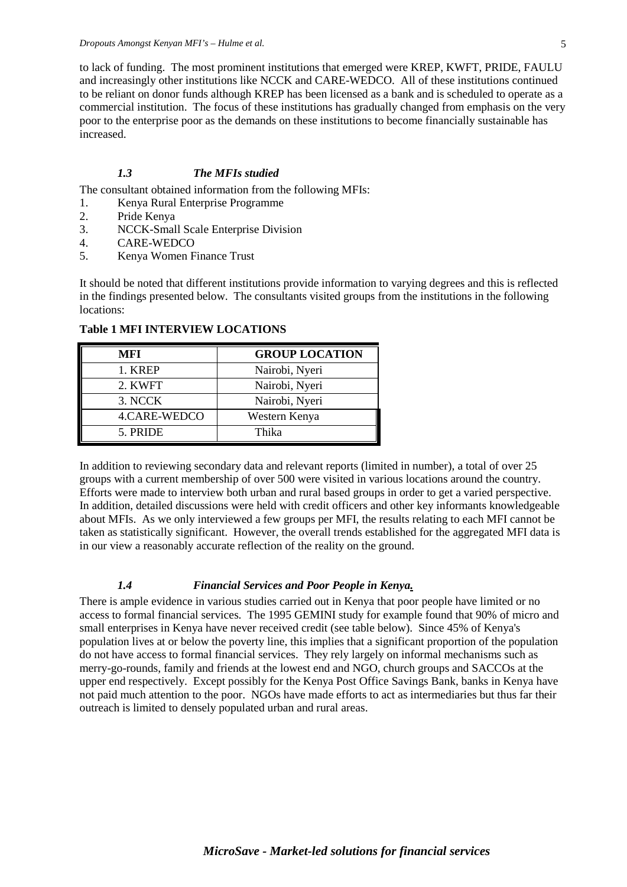to lack of funding. The most prominent institutions that emerged were KREP, KWFT, PRIDE, FAULU and increasingly other institutions like NCCK and CARE-WEDCO. All of these institutions continued to be reliant on donor funds although KREP has been licensed as a bank and is scheduled to operate as a commercial institution. The focus of these institutions has gradually changed from emphasis on the very poor to the enterprise poor as the demands on these institutions to become financially sustainable has increased.

### *1.3 The MFIs studied*

The consultant obtained information from the following MFIs:

1. Kenya Rural Enterprise Programme
2. Pride Kenya
3. NCCK-Small Scale Enterprise Division
4. CARE-WEDCO
5. Kenya Women Finance Trust

It should be noted that different institutions provide information to varying degrees and this is reflected in the findings presented below. The consultants visited groups from the institutions in the following locations:

**Table 1 MFI INTERVIEW LOCATIONS**

| MFI | GROUP LOCATION |
|---|---|
| 1. KREP | Nairobi, Nyeri |
| 2. KWFT | Nairobi, Nyeri |
| 3. NCCK | Nairobi, Nyeri |
| 4.CARE-WEDCO | Western Kenya |
| 5. PRIDE | Thika |

In addition to reviewing secondary data and relevant reports (limited in number), a total of over 25 groups with a current membership of over 500 were visited in various locations around the country. Efforts were made to interview both urban and rural based groups in order to get a varied perspective. In addition, detailed discussions were held with credit officers and other key informants knowledgeable about MFIs. As we only interviewed a few groups per MFI, the results relating to each MFI cannot be taken as statistically significant. However, the overall trends established for the aggregated MFI data is in our view a reasonably accurate reflection of the reality on the ground.

### *1.4 Financial Services and Poor People in Kenya.*

There is ample evidence in various studies carried out in Kenya that poor people have limited or no access to formal financial services. The 1995 GEMINI study for example found that 90% of micro and small enterprises in Kenya have never received credit (see table below). Since 45% of Kenya's population lives at or below the poverty line, this implies that a significant proportion of the population do not have access to formal financial services. They rely largely on informal mechanisms such as merry-go-rounds, family and friends at the lowest end and NGO, church groups and SACCOs at the upper end respectively. Except possibly for the Kenya Post Office Savings Bank, banks in Kenya have not paid much attention to the poor. NGOs have made efforts to act as intermediaries but thus far their outreach is limited to densely populated urban and rural areas.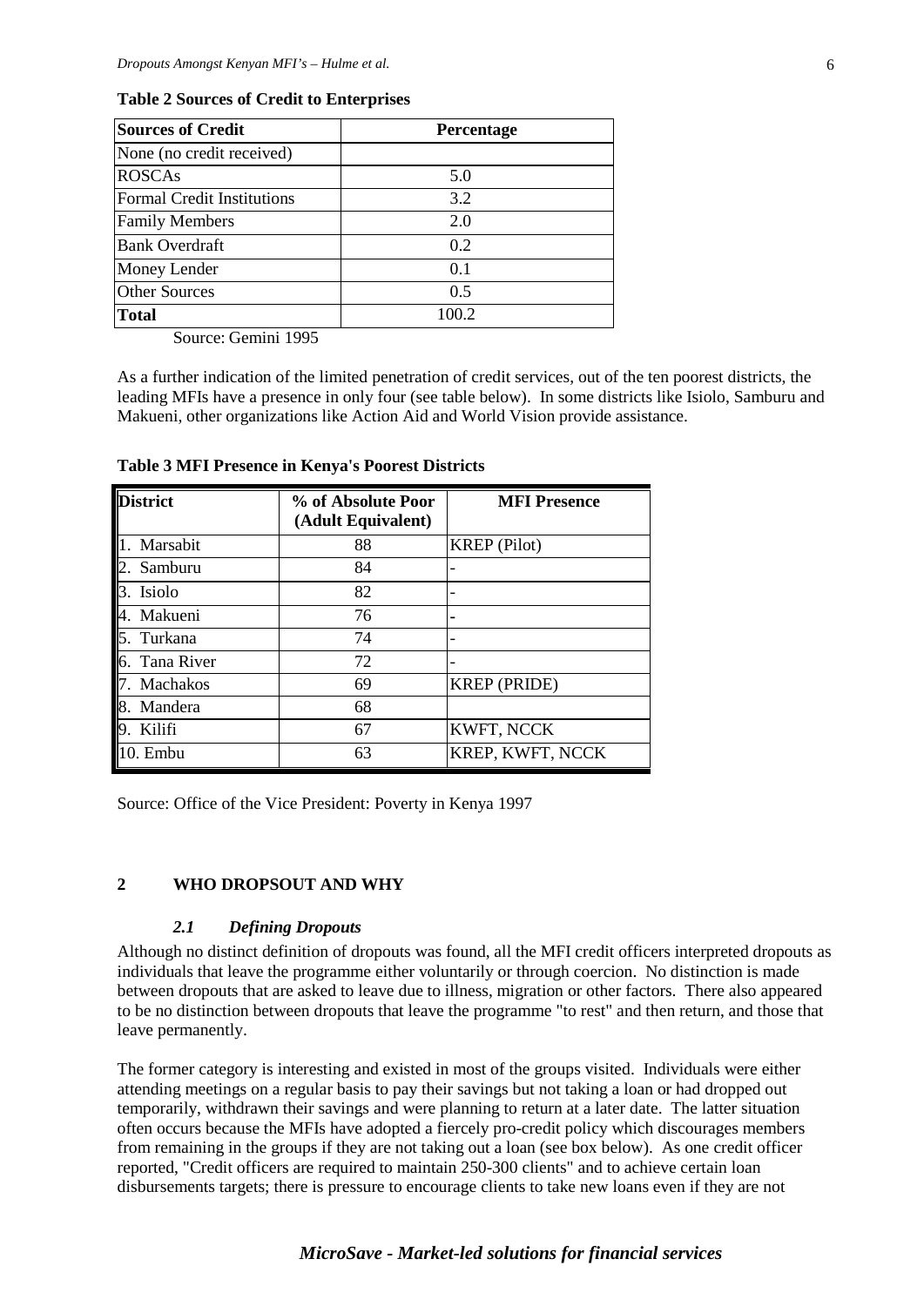**Table 2 Sources of Credit to Enterprises**

| Sources of Credit | Percentage |
|---|---|
| None (no credit received) | |
| ROSCAs | 5.0 |
| Formal Credit Institutions | 3.2 |
| Family Members | 2.0 |
| Bank Overdraft | 0.2 |
| Money Lender | 0.1 |
| Other Sources | 0.5 |
| **Total** | 100.2 |

Source: Gemini 1995

As a further indication of the limited penetration of credit services, out of the ten poorest districts, the leading MFIs have a presence in only four (see table below). In some districts like Isiolo, Samburu and Makueni, other organizations like Action Aid and World Vision provide assistance.

**Table 3 MFI Presence in Kenya's Poorest Districts**

| District | % of Absolute Poor (Adult Equivalent) | MFI Presence |
|---|---|---|
| 1. Marsabit | 88 | KREP (Pilot) |
| 2. Samburu | 84 | - |
| 3. Isiolo | 82 | - |
| 4. Makueni | 76 | - |
| 5. Turkana | 74 | - |
| 6. Tana River | 72 | - |
| 7. Machakos | 69 | KREP (PRIDE) |
| 8. Mandera | 68 | |
| 9. Kilifi | 67 | KWFT, NCCK |
| 10. Embu | 63 | KREP, KWFT, NCCK |

Source: Office of the Vice President: Poverty in Kenya 1997

## 2 WHO DROPSOUT AND WHY

### *2.1 Defining Dropouts*

Although no distinct definition of dropouts was found, all the MFI credit officers interpreted dropouts as individuals that leave the programme either voluntarily or through coercion. No distinction is made between dropouts that are asked to leave due to illness, migration or other factors. There also appeared to be no distinction between dropouts that leave the programme "to rest" and then return, and those that leave permanently.

The former category is interesting and existed in most of the groups visited. Individuals were either attending meetings on a regular basis to pay their savings but not taking a loan or had dropped out temporarily, withdrawn their savings and were planning to return at a later date. The latter situation often occurs because the MFIs have adopted a fiercely pro-credit policy which discourages members from remaining in the groups if they are not taking out a loan (see box below). As one credit officer reported, "Credit officers are required to maintain 250-300 clients" and to achieve certain loan disbursements targets; there is pressure to encourage clients to take new loans even if they are not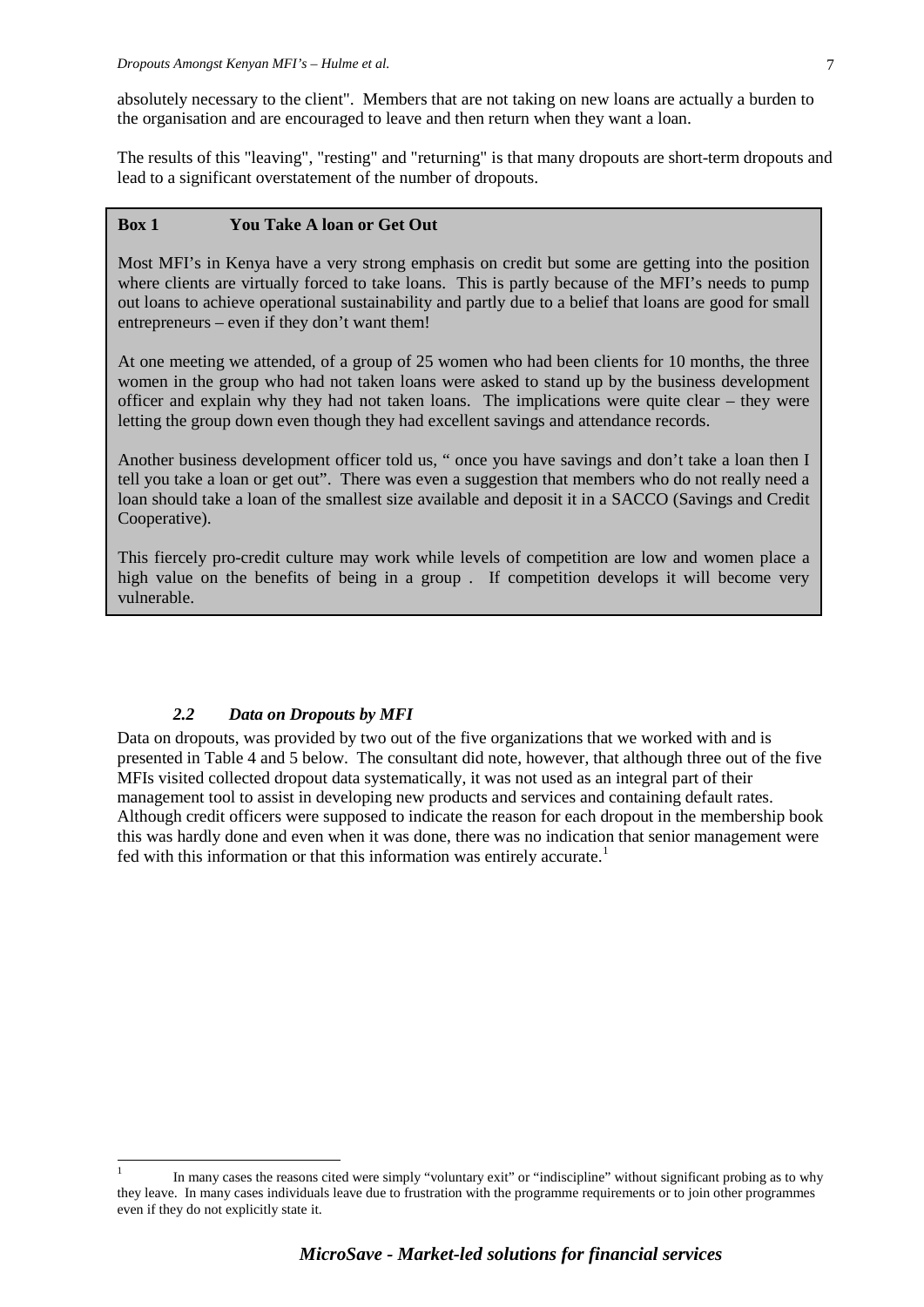absolutely necessary to the client". Members that are not taking on new loans are actually a burden to the organisation and are encouraged to leave and then return when they want a loan.

The results of this "leaving", "resting" and "returning" is that many dropouts are short-term dropouts and lead to a significant overstatement of the number of dropouts.

> **Box 1 You Take A loan or Get Out**
>
> Most MFI's in Kenya have a very strong emphasis on credit but some are getting into the position where clients are virtually forced to take loans. This is partly because of the MFI's needs to pump out loans to achieve operational sustainability and partly due to a belief that loans are good for small entrepreneurs – even if they don't want them!
>
> At one meeting we attended, of a group of 25 women who had been clients for 10 months, the three women in the group who had not taken loans were asked to stand up by the business development officer and explain why they had not taken loans. The implications were quite clear – they were letting the group down even though they had excellent savings and attendance records.
>
> Another business development officer told us, " once you have savings and don't take a loan then I tell you take a loan or get out". There was even a suggestion that members who do not really need a loan should take a loan of the smallest size available and deposit it in a SACCO (Savings and Credit Cooperative).
>
> This fiercely pro-credit culture may work while levels of competition are low and women place a high value on the benefits of being in a group . If competition develops it will become very vulnerable.

### *2.2 Data on Dropouts by MFI*

Data on dropouts, was provided by two out of the five organizations that we worked with and is presented in Table 4 and 5 below. The consultant did note, however, that although three out of the five MFIs visited collected dropout data systematically, it was not used as an integral part of their management tool to assist in developing new products and services and containing default rates. Although credit officers were supposed to indicate the reason for each dropout in the membership book this was hardly done and even when it was done, there was no indication that senior management were fed with this information or that this information was entirely accurate.[1]

[1] In many cases the reasons cited were simply "voluntary exit" or "indiscipline" without significant probing as to why they leave. In many cases individuals leave due to frustration with the programme requirements or to join other programmes even if they do not explicitly state it.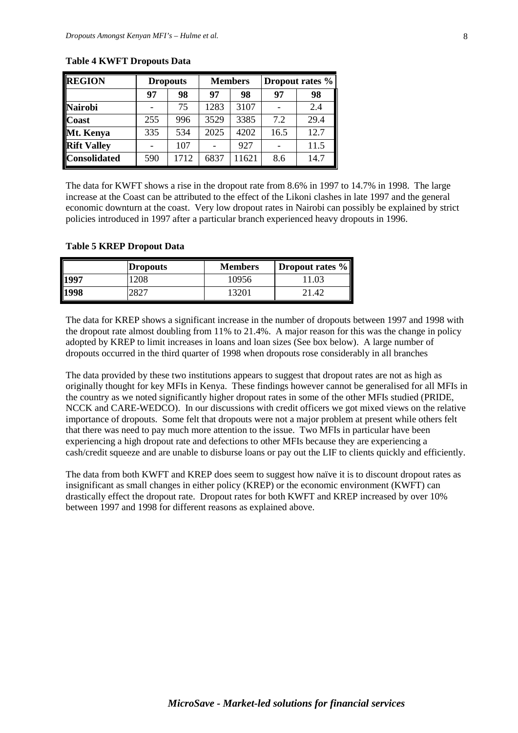**Table 4 KWFT Dropouts Data**

| REGION | Dropouts | | Members | | Dropout rates % | |
|---|---|---|---|---|---|---|
| | 97 | 98 | 97 | 98 | 97 | 98 |
| Nairobi | - | 75 | 1283 | 3107 | - | 2.4 |
| Coast | 255 | 996 | 3529 | 3385 | 7.2 | 29.4 |
| Mt. Kenya | 335 | 534 | 2025 | 4202 | 16.5 | 12.7 |
| Rift Valley | - | 107 | - | 927 | - | 11.5 |
| Consolidated | 590 | 1712 | 6837 | 11621 | 8.6 | 14.7 |

The data for KWFT shows a rise in the dropout rate from 8.6% in 1997 to 14.7% in 1998. The large increase at the Coast can be attributed to the effect of the Likoni clashes in late 1997 and the general economic downturn at the coast. Very low dropout rates in Nairobi can possibly be explained by strict policies introduced in 1997 after a particular branch experienced heavy dropouts in 1996.

**Table 5 KREP Dropout Data**

| | Dropouts | Members | Dropout rates % |
|---|---|---|---|
| 1997 | 1208 | 10956 | 11.03 |
| 1998 | 2827 | 13201 | 21.42 |

The data for KREP shows a significant increase in the number of dropouts between 1997 and 1998 with the dropout rate almost doubling from 11% to 21.4%. A major reason for this was the change in policy adopted by KREP to limit increases in loans and loan sizes (See box below). A large number of dropouts occurred in the third quarter of 1998 when dropouts rose considerably in all branches

The data provided by these two institutions appears to suggest that dropout rates are not as high as originally thought for key MFIs in Kenya. These findings however cannot be generalised for all MFIs in the country as we noted significantly higher dropout rates in some of the other MFIs studied (PRIDE, NCCK and CARE-WEDCO). In our discussions with credit officers we got mixed views on the relative importance of dropouts. Some felt that dropouts were not a major problem at present while others felt that there was need to pay much more attention to the issue. Two MFIs in particular have been experiencing a high dropout rate and defections to other MFIs because they are experiencing a cash/credit squeeze and are unable to disburse loans or pay out the LIF to clients quickly and efficiently.

The data from both KWFT and KREP does seem to suggest how naïve it is to discount dropout rates as insignificant as small changes in either policy (KREP) or the economic environment (KWFT) can drastically effect the dropout rate. Dropout rates for both KWFT and KREP increased by over 10% between 1997 and 1998 for different reasons as explained above.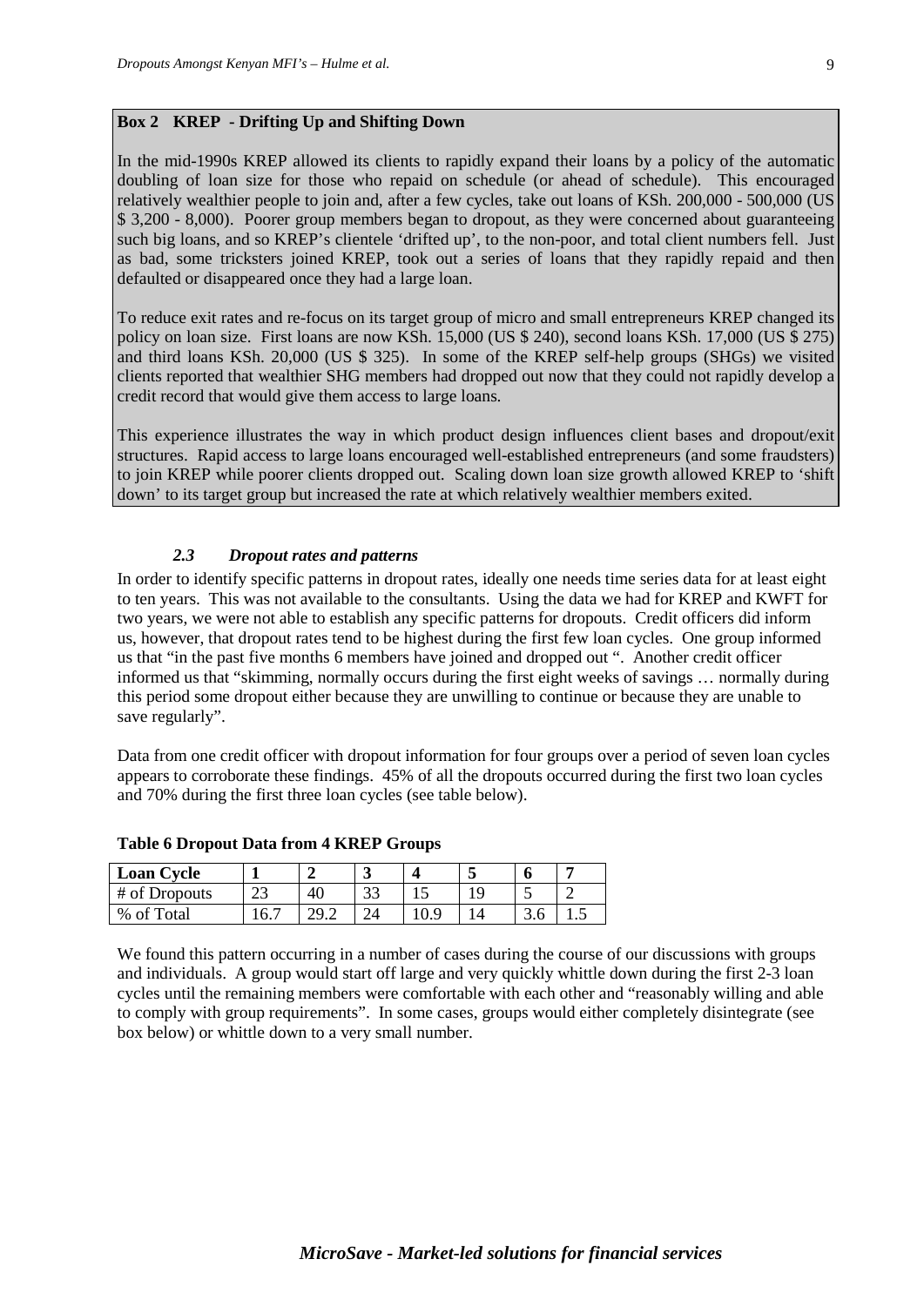**Box 2 KREP - Drifting Up and Shifting Down**

In the mid-1990s KREP allowed its clients to rapidly expand their loans by a policy of the automatic doubling of loan size for those who repaid on schedule (or ahead of schedule). This encouraged relatively wealthier people to join and, after a few cycles, take out loans of KSh. 200,000 - 500,000 (US $ 3,200 - 8,000). Poorer group members began to dropout, as they were concerned about guaranteeing such big loans, and so KREP's clientele 'drifted up', to the non-poor, and total client numbers fell. Just as bad, some tricksters joined KREP, took out a series of loans that they rapidly repaid and then defaulted or disappeared once they had a large loan.

To reduce exit rates and re-focus on its target group of micro and small entrepreneurs KREP changed its policy on loan size. First loans are now KSh. 15,000 (US $ 240), second loans KSh. 17,000 (US $ 275) and third loans KSh. 20,000 (US $ 325). In some of the KREP self-help groups (SHGs) we visited clients reported that wealthier SHG members had dropped out now that they could not rapidly develop a credit record that would give them access to large loans.

This experience illustrates the way in which product design influences client bases and dropout/exit structures. Rapid access to large loans encouraged well-established entrepreneurs (and some fraudsters) to join KREP while poorer clients dropped out. Scaling down loan size growth allowed KREP to 'shift down' to its target group but increased the rate at which relatively wealthier members exited.

### *2.3 Dropout rates and patterns*

In order to identify specific patterns in dropout rates, ideally one needs time series data for at least eight to ten years. This was not available to the consultants. Using the data we had for KREP and KWFT for two years, we were not able to establish any specific patterns for dropouts. Credit officers did inform us, however, that dropout rates tend to be highest during the first few loan cycles. One group informed us that "in the past five months 6 members have joined and dropped out ". Another credit officer informed us that "skimming, normally occurs during the first eight weeks of savings … normally during this period some dropout either because they are unwilling to continue or because they are unable to save regularly".

Data from one credit officer with dropout information for four groups over a period of seven loan cycles appears to corroborate these findings. 45% of all the dropouts occurred during the first two loan cycles and 70% during the first three loan cycles (see table below).

**Table 6 Dropout Data from 4 KREP Groups**

| Loan Cycle | 1 | 2 | 3 | 4 | 5 | 6 | 7 |
|---|---|---|---|---|---|---|---|
| # of Dropouts | 23 | 40 | 33 | 15 | 19 | 5 | 2 |
| % of Total | 16.7 | 29.2 | 24 | 10.9 | 14 | 3.6 | 1.5 |

We found this pattern occurring in a number of cases during the course of our discussions with groups and individuals. A group would start off large and very quickly whittle down during the first 2-3 loan cycles until the remaining members were comfortable with each other and "reasonably willing and able to comply with group requirements". In some cases, groups would either completely disintegrate (see box below) or whittle down to a very small number.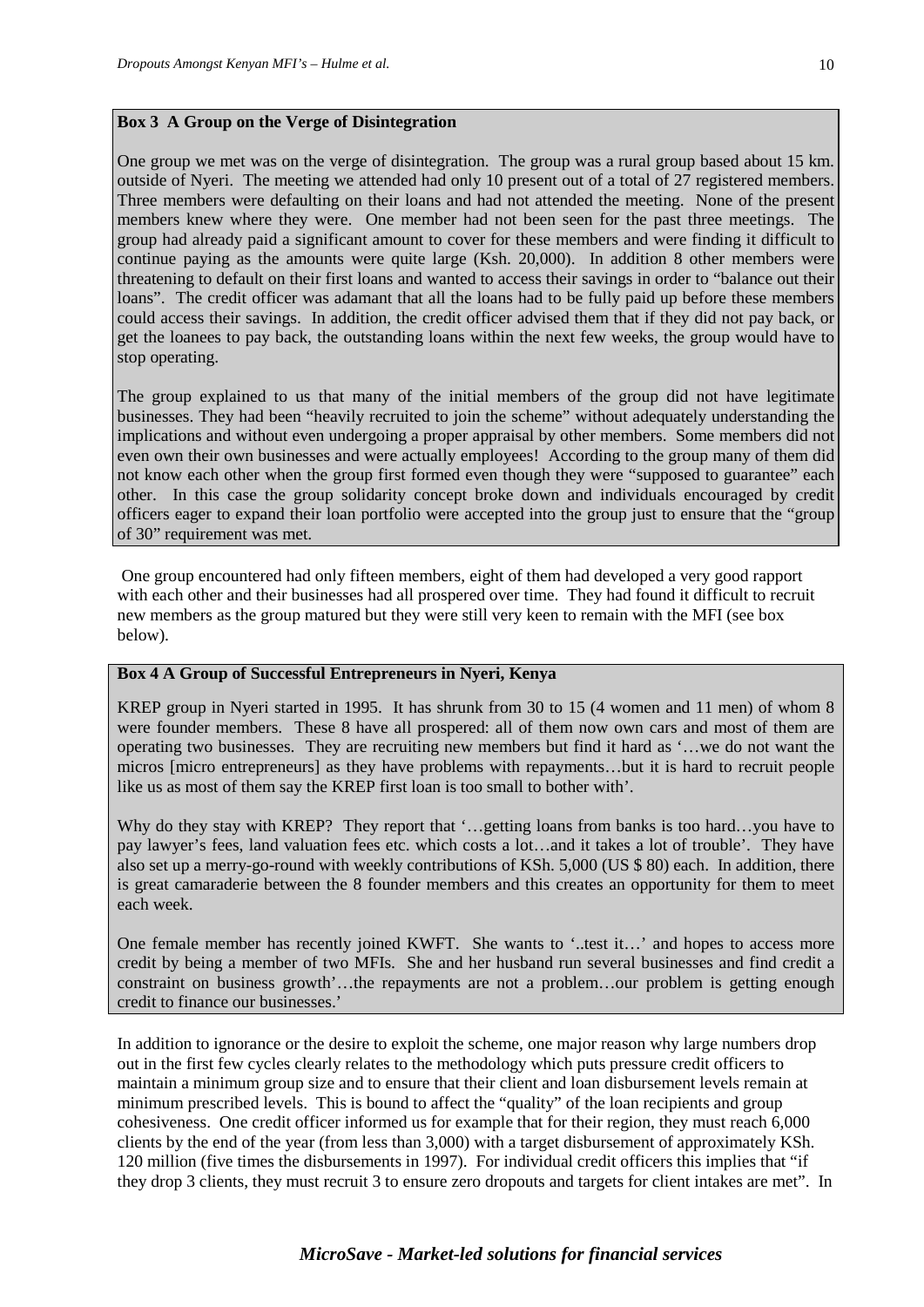**Box 3 A Group on the Verge of Disintegration**

One group we met was on the verge of disintegration. The group was a rural group based about 15 km. outside of Nyeri. The meeting we attended had only 10 present out of a total of 27 registered members. Three members were defaulting on their loans and had not attended the meeting. None of the present members knew where they were. One member had not been seen for the past three meetings. The group had already paid a significant amount to cover for these members and were finding it difficult to continue paying as the amounts were quite large (Ksh. 20,000). In addition 8 other members were threatening to default on their first loans and wanted to access their savings in order to "balance out their loans". The credit officer was adamant that all the loans had to be fully paid up before these members could access their savings. In addition, the credit officer advised them that if they did not pay back, or get the loanees to pay back, the outstanding loans within the next few weeks, the group would have to stop operating.

The group explained to us that many of the initial members of the group did not have legitimate businesses. They had been "heavily recruited to join the scheme" without adequately understanding the implications and without even undergoing a proper appraisal by other members. Some members did not even own their own businesses and were actually employees! According to the group many of them did not know each other when the group first formed even though they were "supposed to guarantee" each other. In this case the group solidarity concept broke down and individuals encouraged by credit officers eager to expand their loan portfolio were accepted into the group just to ensure that the "group of 30" requirement was met.

One group encountered had only fifteen members, eight of them had developed a very good rapport with each other and their businesses had all prospered over time. They had found it difficult to recruit new members as the group matured but they were still very keen to remain with the MFI (see box below).

**Box 4 A Group of Successful Entrepreneurs in Nyeri, Kenya**

KREP group in Nyeri started in 1995. It has shrunk from 30 to 15 (4 women and 11 men) of whom 8 were founder members. These 8 have all prospered: all of them now own cars and most of them are operating two businesses. They are recruiting new members but find it hard as '…we do not want the micros [micro entrepreneurs] as they have problems with repayments…but it is hard to recruit people like us as most of them say the KREP first loan is too small to bother with'.

Why do they stay with KREP? They report that '…getting loans from banks is too hard…you have to pay lawyer's fees, land valuation fees etc. which costs a lot…and it takes a lot of trouble'. They have also set up a merry-go-round with weekly contributions of KSh. 5,000 (US $ 80) each. In addition, there is great camaraderie between the 8 founder members and this creates an opportunity for them to meet each week.

One female member has recently joined KWFT. She wants to '..test it…' and hopes to access more credit by being a member of two MFIs. She and her husband run several businesses and find credit a constraint on business growth'…the repayments are not a problem…our problem is getting enough credit to finance our businesses.'

In addition to ignorance or the desire to exploit the scheme, one major reason why large numbers drop out in the first few cycles clearly relates to the methodology which puts pressure credit officers to maintain a minimum group size and to ensure that their client and loan disbursement levels remain at minimum prescribed levels. This is bound to affect the "quality" of the loan recipients and group cohesiveness. One credit officer informed us for example that for their region, they must reach 6,000 clients by the end of the year (from less than 3,000) with a target disbursement of approximately KSh. 120 million (five times the disbursements in 1997). For individual credit officers this implies that "if they drop 3 clients, they must recruit 3 to ensure zero dropouts and targets for client intakes are met". In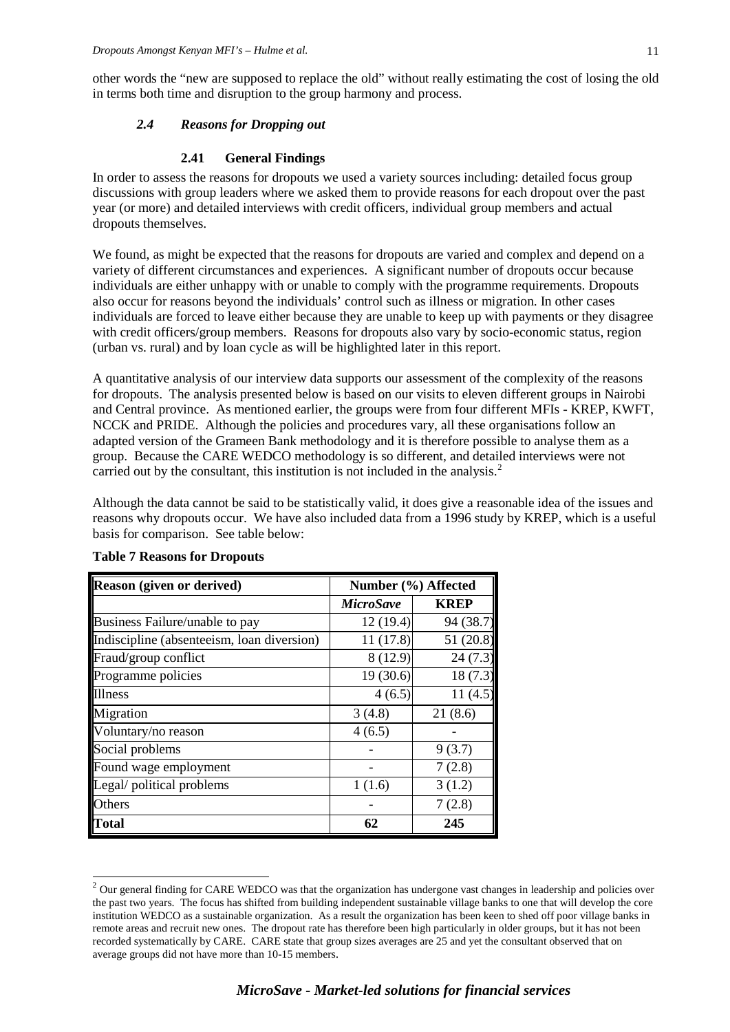other words the "new are supposed to replace the old" without really estimating the cost of losing the old in terms both time and disruption to the group harmony and process.

### *2.4 Reasons for Dropping out*

#### 2.41 General Findings

In order to assess the reasons for dropouts we used a variety sources including: detailed focus group discussions with group leaders where we asked them to provide reasons for each dropout over the past year (or more) and detailed interviews with credit officers, individual group members and actual dropouts themselves.

We found, as might be expected that the reasons for dropouts are varied and complex and depend on a variety of different circumstances and experiences. A significant number of dropouts occur because individuals are either unhappy with or unable to comply with the programme requirements. Dropouts also occur for reasons beyond the individuals' control such as illness or migration. In other cases individuals are forced to leave either because they are unable to keep up with payments or they disagree with credit officers/group members. Reasons for dropouts also vary by socio-economic status, region (urban vs. rural) and by loan cycle as will be highlighted later in this report.

A quantitative analysis of our interview data supports our assessment of the complexity of the reasons for dropouts. The analysis presented below is based on our visits to eleven different groups in Nairobi and Central province. As mentioned earlier, the groups were from four different MFIs - KREP, KWFT, NCCK and PRIDE. Although the policies and procedures vary, all these organisations follow an adapted version of the Grameen Bank methodology and it is therefore possible to analyse them as a group. Because the CARE WEDCO methodology is so different, and detailed interviews were not carried out by the consultant, this institution is not included in the analysis.[2]

Although the data cannot be said to be statistically valid, it does give a reasonable idea of the issues and reasons why dropouts occur. We have also included data from a 1996 study by KREP, which is a useful basis for comparison. See table below:

**Table 7 Reasons for Dropouts**

| Reason (given or derived) | Number (%) Affected | |
|---|---|---|
| | *MicroSave* | KREP |
| Business Failure/unable to pay | 12 (19.4) | 94 (38.7) |
| Indiscipline (absenteeism, loan diversion) | 11 (17.8) | 51 (20.8) |
| Fraud/group conflict | 8 (12.9) | 24 (7.3) |
| Programme policies | 19 (30.6) | 18 (7.3) |
| Illness | 4 (6.5) | 11 (4.5) |
| Migration | 3 (4.8) | 21 (8.6) |
| Voluntary/no reason | 4 (6.5) | - |
| Social problems | - | 9 (3.7) |
| Found wage employment | - | 7 (2.8) |
| Legal/ political problems | 1 (1.6) | 3 (1.2) |
| Others | - | 7 (2.8) |
| **Total** | **62** | **245** |

[2] Our general finding for CARE WEDCO was that the organization has undergone vast changes in leadership and policies over the past two years. The focus has shifted from building independent sustainable village banks to one that will develop the core institution WEDCO as a sustainable organization. As a result the organization has been keen to shed off poor village banks in remote areas and recruit new ones. The dropout rate has therefore been high particularly in older groups, but it has not been recorded systematically by CARE. CARE state that group sizes averages are 25 and yet the consultant observed that on average groups did not have more than 10-15 members.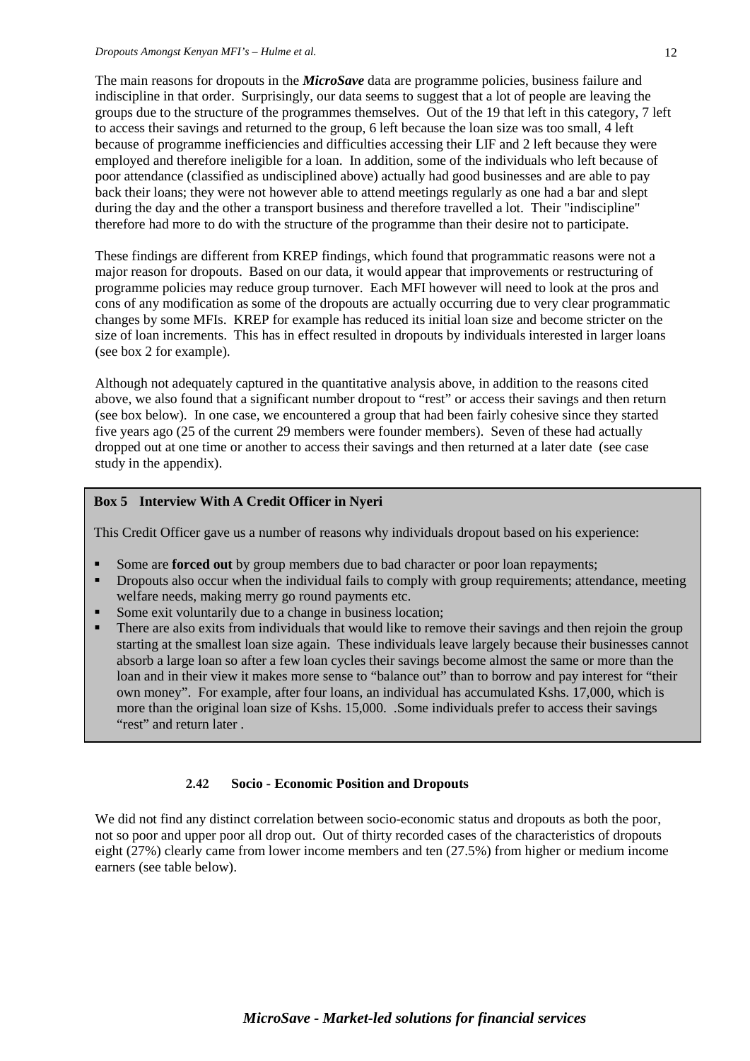The main reasons for dropouts in the ***MicroSave*** data are programme policies, business failure and indiscipline in that order. Surprisingly, our data seems to suggest that a lot of people are leaving the groups due to the structure of the programmes themselves. Out of the 19 that left in this category, 7 left to access their savings and returned to the group, 6 left because the loan size was too small, 4 left because of programme inefficiencies and difficulties accessing their LIF and 2 left because they were employed and therefore ineligible for a loan. In addition, some of the individuals who left because of poor attendance (classified as undisciplined above) actually had good businesses and are able to pay back their loans; they were not however able to attend meetings regularly as one had a bar and slept during the day and the other a transport business and therefore travelled a lot. Their "indiscipline" therefore had more to do with the structure of the programme than their desire not to participate.

These findings are different from KREP findings, which found that programmatic reasons were not a major reason for dropouts. Based on our data, it would appear that improvements or restructuring of programme policies may reduce group turnover. Each MFI however will need to look at the pros and cons of any modification as some of the dropouts are actually occurring due to very clear programmatic changes by some MFIs. KREP for example has reduced its initial loan size and become stricter on the size of loan increments. This has in effect resulted in dropouts by individuals interested in larger loans (see box 2 for example).

Although not adequately captured in the quantitative analysis above, in addition to the reasons cited above, we also found that a significant number dropout to "rest" or access their savings and then return (see box below). In one case, we encountered a group that had been fairly cohesive since they started five years ago (25 of the current 29 members were founder members). Seven of these had actually dropped out at one time or another to access their savings and then returned at a later date (see case study in the appendix).

**Box 5 Interview With A Credit Officer in Nyeri**

This Credit Officer gave us a number of reasons why individuals dropout based on his experience:

- Some are **forced out** by group members due to bad character or poor loan repayments;
- Dropouts also occur when the individual fails to comply with group requirements; attendance, meeting welfare needs, making merry go round payments etc.
- Some exit voluntarily due to a change in business location;
- There are also exits from individuals that would like to remove their savings and then rejoin the group starting at the smallest loan size again. These individuals leave largely because their businesses cannot absorb a large loan so after a few loan cycles their savings become almost the same or more than the loan and in their view it makes more sense to "balance out" than to borrow and pay interest for "their own money". For example, after four loans, an individual has accumulated Kshs. 17,000, which is more than the original loan size of Kshs. 15,000. .Some individuals prefer to access their savings "rest" and return later .

### 2.42 Socio - Economic Position and Dropouts

We did not find any distinct correlation between socio-economic status and dropouts as both the poor, not so poor and upper poor all drop out. Out of thirty recorded cases of the characteristics of dropouts eight (27%) clearly came from lower income members and ten (27.5%) from higher or medium income earners (see table below).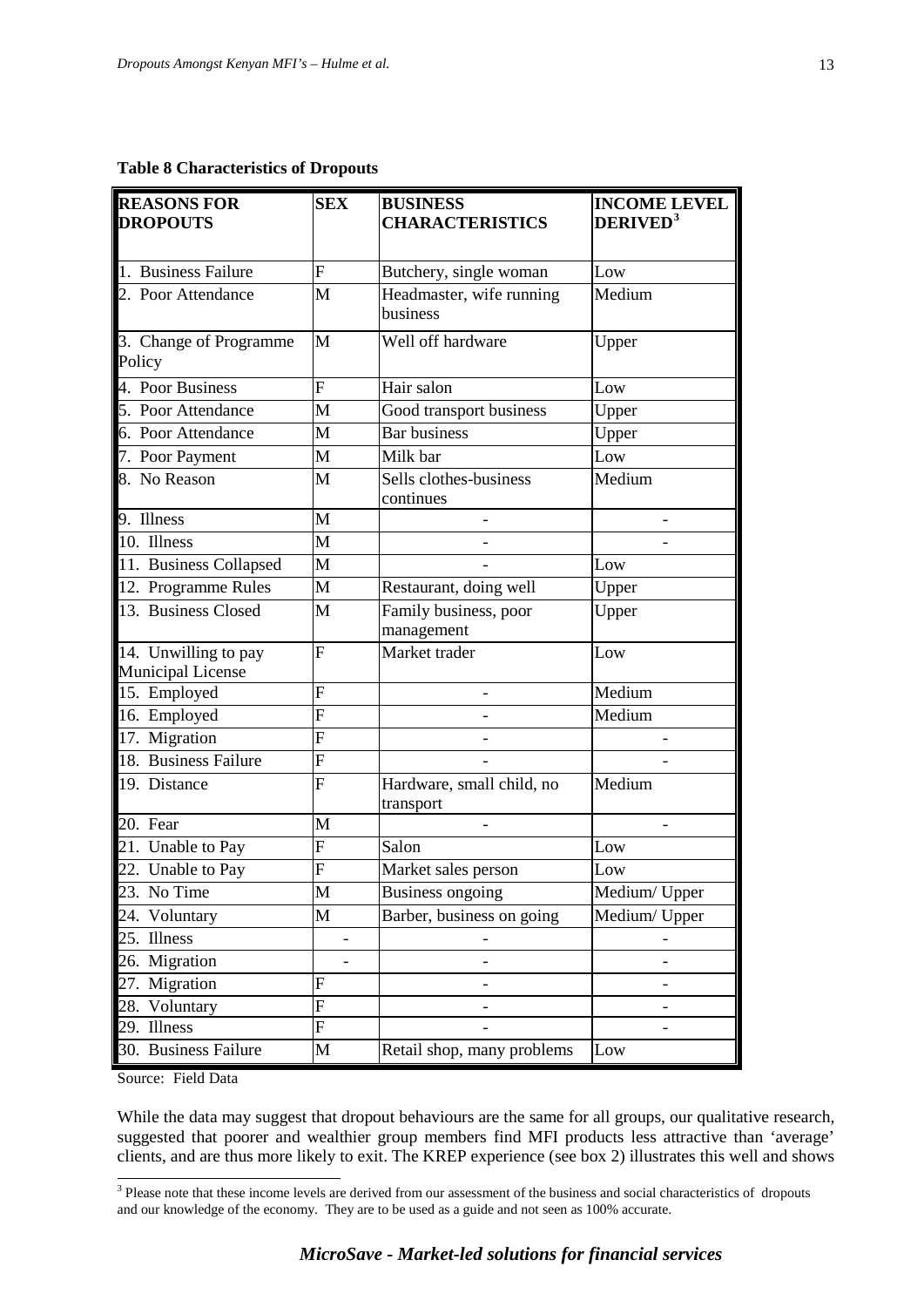**Table 8 Characteristics of Dropouts**

| REASONS FOR DROPOUTS | SEX | BUSINESS CHARACTERISTICS | INCOME LEVEL DERIVED[3] |
|---|---|---|---|
| 1. Business Failure | F | Butchery, single woman | Low |
| 2. Poor Attendance | M | Headmaster, wife running business | Medium |
| 3. Change of Programme Policy | M | Well off hardware | Upper |
| 4. Poor Business | F | Hair salon | Low |
| 5. Poor Attendance | M | Good transport business | Upper |
| 6. Poor Attendance | M | Bar business | Upper |
| 7. Poor Payment | M | Milk bar | Low |
| 8. No Reason | M | Sells clothes-business continues | Medium |
| 9. Illness | M | - | - |
| 10. Illness | M | - | - |
| 11. Business Collapsed | M | - | Low |
| 12. Programme Rules | M | Restaurant, doing well | Upper |
| 13. Business Closed | M | Family business, poor management | Upper |
| 14. Unwilling to pay Municipal License | F | Market trader | Low |
| 15. Employed | F | - | Medium |
| 16. Employed | F | - | Medium |
| 17. Migration | F | - | - |
| 18. Business Failure | F | - | - |
| 19. Distance | F | Hardware, small child, no transport | Medium |
| 20. Fear | M | - | - |
| 21. Unable to Pay | F | Salon | Low |
| 22. Unable to Pay | F | Market sales person | Low |
| 23. No Time | M | Business ongoing | Medium/ Upper |
| 24. Voluntary | M | Barber, business on going | Medium/ Upper |
| 25. Illness | - | - | - |
| 26. Migration | - | - | - |
| 27. Migration | F | - | - |
| 28. Voluntary | F | - | - |
| 29. Illness | F | - | - |
| 30. Business Failure | M | Retail shop, many problems | Low |

Source: Field Data

While the data may suggest that dropout behaviours are the same for all groups, our qualitative research, suggested that poorer and wealthier group members find MFI products less attractive than 'average' clients, and are thus more likely to exit. The KREP experience (see box 2) illustrates this well and shows

[3] Please note that these income levels are derived from our assessment of the business and social characteristics of dropouts and our knowledge of the economy. They are to be used as a guide and not seen as 100% accurate.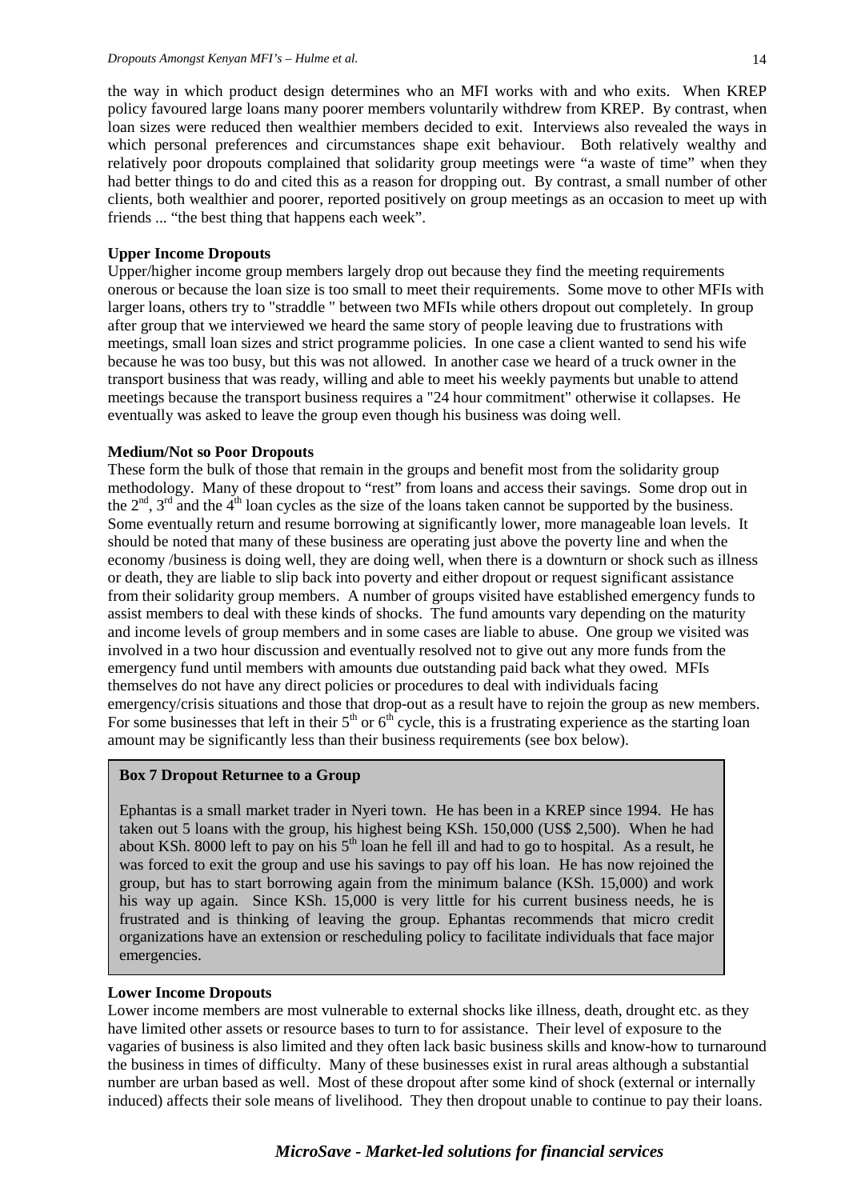the way in which product design determines who an MFI works with and who exits. When KREP policy favoured large loans many poorer members voluntarily withdrew from KREP. By contrast, when loan sizes were reduced then wealthier members decided to exit. Interviews also revealed the ways in which personal preferences and circumstances shape exit behaviour. Both relatively wealthy and relatively poor dropouts complained that solidarity group meetings were "a waste of time" when they had better things to do and cited this as a reason for dropping out. By contrast, a small number of other clients, both wealthier and poorer, reported positively on group meetings as an occasion to meet up with friends ... "the best thing that happens each week".

**Upper Income Dropouts**

Upper/higher income group members largely drop out because they find the meeting requirements onerous or because the loan size is too small to meet their requirements. Some move to other MFIs with larger loans, others try to "straddle " between two MFIs while others dropout out completely. In group after group that we interviewed we heard the same story of people leaving due to frustrations with meetings, small loan sizes and strict programme policies. In one case a client wanted to send his wife because he was too busy, but this was not allowed. In another case we heard of a truck owner in the transport business that was ready, willing and able to meet his weekly payments but unable to attend meetings because the transport business requires a "24 hour commitment" otherwise it collapses. He eventually was asked to leave the group even though his business was doing well.

**Medium/Not so Poor Dropouts**

These form the bulk of those that remain in the groups and benefit most from the solidarity group methodology. Many of these dropout to "rest" from loans and access their savings. Some drop out in the 2[nd], 3[rd] and the 4[th] loan cycles as the size of the loans taken cannot be supported by the business. Some eventually return and resume borrowing at significantly lower, more manageable loan levels. It should be noted that many of these business are operating just above the poverty line and when the economy /business is doing well, they are doing well, when there is a downturn or shock such as illness or death, they are liable to slip back into poverty and either dropout or request significant assistance from their solidarity group members. A number of groups visited have established emergency funds to assist members to deal with these kinds of shocks. The fund amounts vary depending on the maturity and income levels of group members and in some cases are liable to abuse. One group we visited was involved in a two hour discussion and eventually resolved not to give out any more funds from the emergency fund until members with amounts due outstanding paid back what they owed. MFIs themselves do not have any direct policies or procedures to deal with individuals facing emergency/crisis situations and those that drop-out as a result have to rejoin the group as new members. For some businesses that left in their 5[th] or 6[th] cycle, this is a frustrating experience as the starting loan amount may be significantly less than their business requirements (see box below).

> **Box 7 Dropout Returnee to a Group**
>
> Ephantas is a small market trader in Nyeri town. He has been in a KREP since 1994. He has taken out 5 loans with the group, his highest being KSh. 150,000 (US$ 2,500). When he had about KSh. 8000 left to pay on his 5[th] loan he fell ill and had to go to hospital. As a result, he was forced to exit the group and use his savings to pay off his loan. He has now rejoined the group, but has to start borrowing again from the minimum balance (KSh. 15,000) and work his way up again. Since KSh. 15,000 is very little for his current business needs, he is frustrated and is thinking of leaving the group. Ephantas recommends that micro credit organizations have an extension or rescheduling policy to facilitate individuals that face major emergencies.

**Lower Income Dropouts**

Lower income members are most vulnerable to external shocks like illness, death, drought etc. as they have limited other assets or resource bases to turn to for assistance. Their level of exposure to the vagaries of business is also limited and they often lack basic business skills and know-how to turnaround the business in times of difficulty. Many of these businesses exist in rural areas although a substantial number are urban based as well. Most of these dropout after some kind of shock (external or internally induced) affects their sole means of livelihood. They then dropout unable to continue to pay their loans.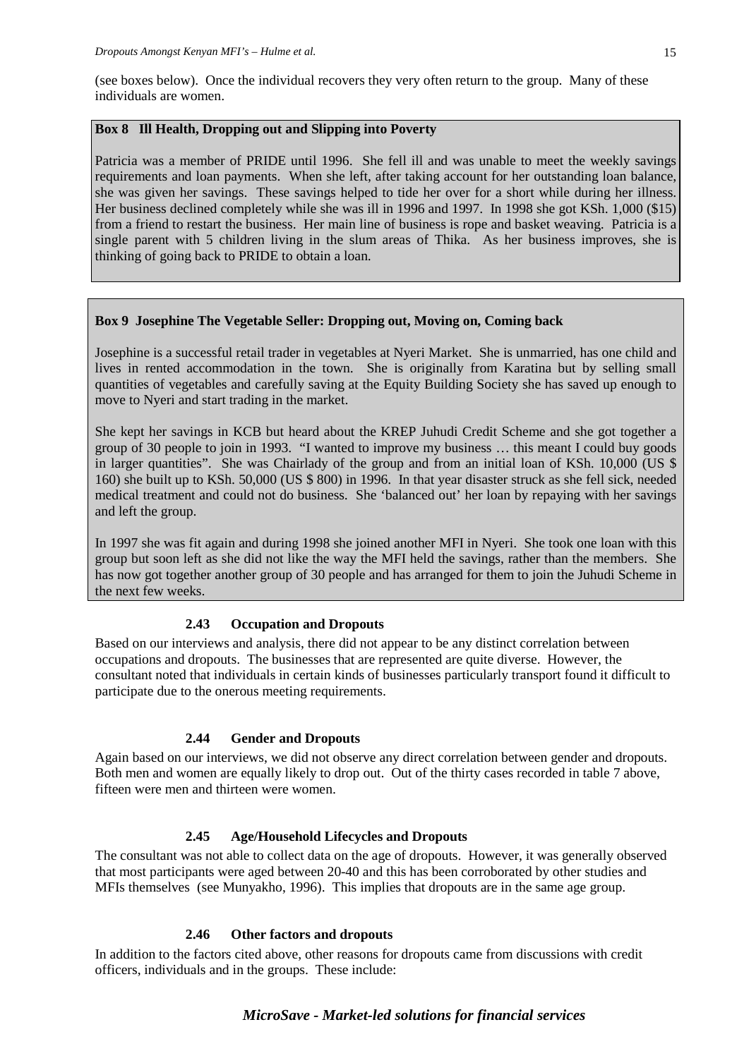(see boxes below). Once the individual recovers they very often return to the group. Many of these individuals are women.

**Box 8 Ill Health, Dropping out and Slipping into Poverty**

Patricia was a member of PRIDE until 1996. She fell ill and was unable to meet the weekly savings requirements and loan payments. When she left, after taking account for her outstanding loan balance, she was given her savings. These savings helped to tide her over for a short while during her illness. Her business declined completely while she was ill in 1996 and 1997. In 1998 she got KSh. 1,000 ($15) from a friend to restart the business. Her main line of business is rope and basket weaving. Patricia is a single parent with 5 children living in the slum areas of Thika. As her business improves, she is thinking of going back to PRIDE to obtain a loan.

**Box 9 Josephine The Vegetable Seller: Dropping out, Moving on, Coming back**

Josephine is a successful retail trader in vegetables at Nyeri Market. She is unmarried, has one child and lives in rented accommodation in the town. She is originally from Karatina but by selling small quantities of vegetables and carefully saving at the Equity Building Society she has saved up enough to move to Nyeri and start trading in the market.

She kept her savings in KCB but heard about the KREP Juhudi Credit Scheme and she got together a group of 30 people to join in 1993. "I wanted to improve my business … this meant I could buy goods in larger quantities". She was Chairlady of the group and from an initial loan of KSh. 10,000 (US $ 160) she built up to KSh. 50,000 (US $ 800) in 1996. In that year disaster struck as she fell sick, needed medical treatment and could not do business. She 'balanced out' her loan by repaying with her savings and left the group.

In 1997 she was fit again and during 1998 she joined another MFI in Nyeri. She took one loan with this group but soon left as she did not like the way the MFI held the savings, rather than the members. She has now got together another group of 30 people and has arranged for them to join the Juhudi Scheme in the next few weeks.

### 2.43 Occupation and Dropouts

Based on our interviews and analysis, there did not appear to be any distinct correlation between occupations and dropouts. The businesses that are represented are quite diverse. However, the consultant noted that individuals in certain kinds of businesses particularly transport found it difficult to participate due to the onerous meeting requirements.

### 2.44 Gender and Dropouts

Again based on our interviews, we did not observe any direct correlation between gender and dropouts. Both men and women are equally likely to drop out. Out of the thirty cases recorded in table 7 above, fifteen were men and thirteen were women.

### 2.45 Age/Household Lifecycles and Dropouts

The consultant was not able to collect data on the age of dropouts. However, it was generally observed that most participants were aged between 20-40 and this has been corroborated by other studies and MFIs themselves (see Munyakho, 1996). This implies that dropouts are in the same age group.

### 2.46 Other factors and dropouts

In addition to the factors cited above, other reasons for dropouts came from discussions with credit officers, individuals and in the groups. These include: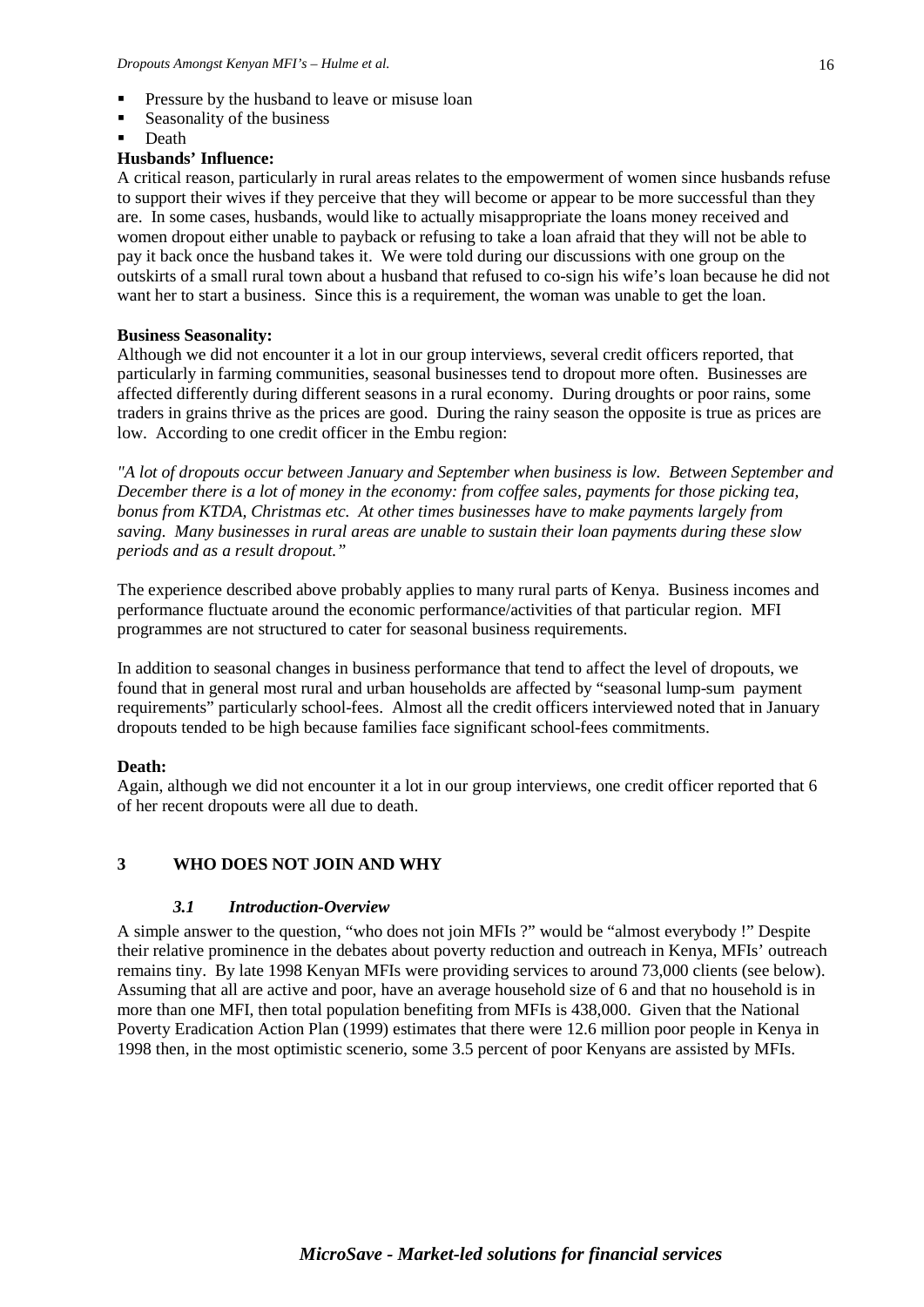- Pressure by the husband to leave or misuse loan
- Seasonality of the business
- Death

**Husbands' Influence:**

A critical reason, particularly in rural areas relates to the empowerment of women since husbands refuse to support their wives if they perceive that they will become or appear to be more successful than they are. In some cases, husbands, would like to actually misappropriate the loans money received and women dropout either unable to payback or refusing to take a loan afraid that they will not be able to pay it back once the husband takes it. We were told during our discussions with one group on the outskirts of a small rural town about a husband that refused to co-sign his wife's loan because he did not want her to start a business. Since this is a requirement, the woman was unable to get the loan.

**Business Seasonality:**

Although we did not encounter it a lot in our group interviews, several credit officers reported, that particularly in farming communities, seasonal businesses tend to dropout more often. Businesses are affected differently during different seasons in a rural economy. During droughts or poor rains, some traders in grains thrive as the prices are good. During the rainy season the opposite is true as prices are low. According to one credit officer in the Embu region:

*"A lot of dropouts occur between January and September when business is low. Between September and December there is a lot of money in the economy: from coffee sales, payments for those picking tea, bonus from KTDA, Christmas etc. At other times businesses have to make payments largely from saving. Many businesses in rural areas are unable to sustain their loan payments during these slow periods and as a result dropout."*

The experience described above probably applies to many rural parts of Kenya. Business incomes and performance fluctuate around the economic performance/activities of that particular region. MFI programmes are not structured to cater for seasonal business requirements.

In addition to seasonal changes in business performance that tend to affect the level of dropouts, we found that in general most rural and urban households are affected by "seasonal lump-sum payment requirements" particularly school-fees. Almost all the credit officers interviewed noted that in January dropouts tended to be high because families face significant school-fees commitments.

**Death:**

Again, although we did not encounter it a lot in our group interviews, one credit officer reported that 6 of her recent dropouts were all due to death.

## 3 WHO DOES NOT JOIN AND WHY

### *3.1 Introduction-Overview*

A simple answer to the question, "who does not join MFIs ?" would be "almost everybody !" Despite their relative prominence in the debates about poverty reduction and outreach in Kenya, MFIs' outreach remains tiny. By late 1998 Kenyan MFIs were providing services to around 73,000 clients (see below). Assuming that all are active and poor, have an average household size of 6 and that no household is in more than one MFI, then total population benefiting from MFIs is 438,000. Given that the National Poverty Eradication Action Plan (1999) estimates that there were 12.6 million poor people in Kenya in 1998 then, in the most optimistic scenerio, some 3.5 percent of poor Kenyans are assisted by MFIs.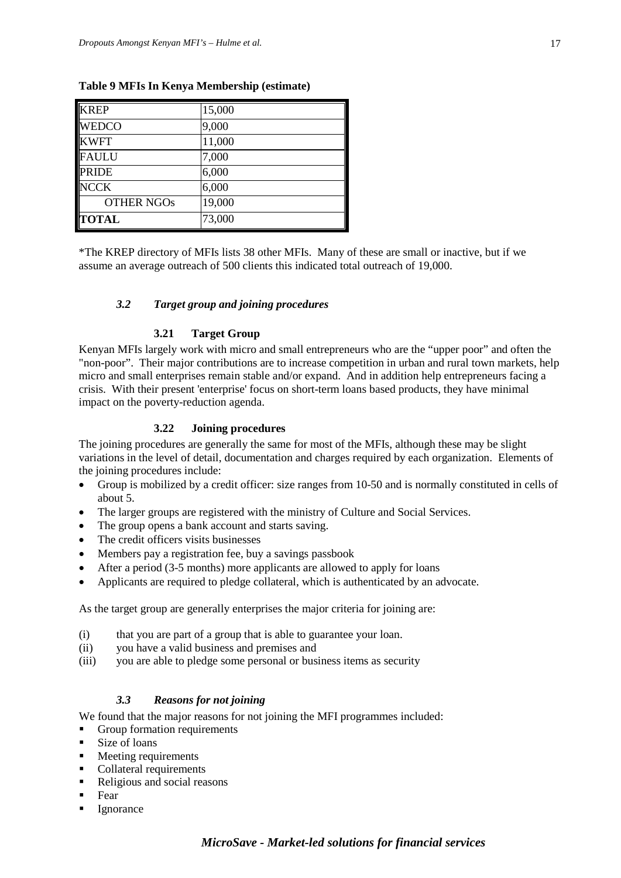**Table 9 MFIs In Kenya Membership (estimate)**

| | |
|---|---|
| KREP | 15,000 |
| WEDCO | 9,000 |
| KWFT | 11,000 |
| FAULU | 7,000 |
| PRIDE | 6,000 |
| NCCK | 6,000 |
| OTHER NGOs | 19,000 |
| **TOTAL** | 73,000 |

*The KREP directory of MFIs lists 38 other MFIs. Many of these are small or inactive, but if we assume an average outreach of 500 clients this indicated total outreach of 19,000.

### *3.2 Target group and joining procedures*

#### 3.21 Target Group

Kenyan MFIs largely work with micro and small entrepreneurs who are the "upper poor" and often the "non-poor". Their major contributions are to increase competition in urban and rural town markets, help micro and small enterprises remain stable and/or expand. And in addition help entrepreneurs facing a crisis. With their present 'enterprise' focus on short-term loans based products, they have minimal impact on the poverty-reduction agenda.

#### 3.22 Joining procedures

The joining procedures are generally the same for most of the MFIs, although these may be slight variations in the level of detail, documentation and charges required by each organization. Elements of the joining procedures include:

- Group is mobilized by a credit officer: size ranges from 10-50 and is normally constituted in cells of about 5.
- The larger groups are registered with the ministry of Culture and Social Services.
- The group opens a bank account and starts saving.
- The credit officers visits businesses
- Members pay a registration fee, buy a savings passbook
- After a period (3-5 months) more applicants are allowed to apply for loans
- Applicants are required to pledge collateral, which is authenticated by an advocate.

As the target group are generally enterprises the major criteria for joining are:

(i) that you are part of a group that is able to guarantee your loan.
(ii) you have a valid business and premises and
(iii) you are able to pledge some personal or business items as security

### *3.3 Reasons for not joining*

We found that the major reasons for not joining the MFI programmes included:

- Group formation requirements
- Size of loans
- Meeting requirements
- Collateral requirements
- Religious and social reasons
- Fear
- Ignorance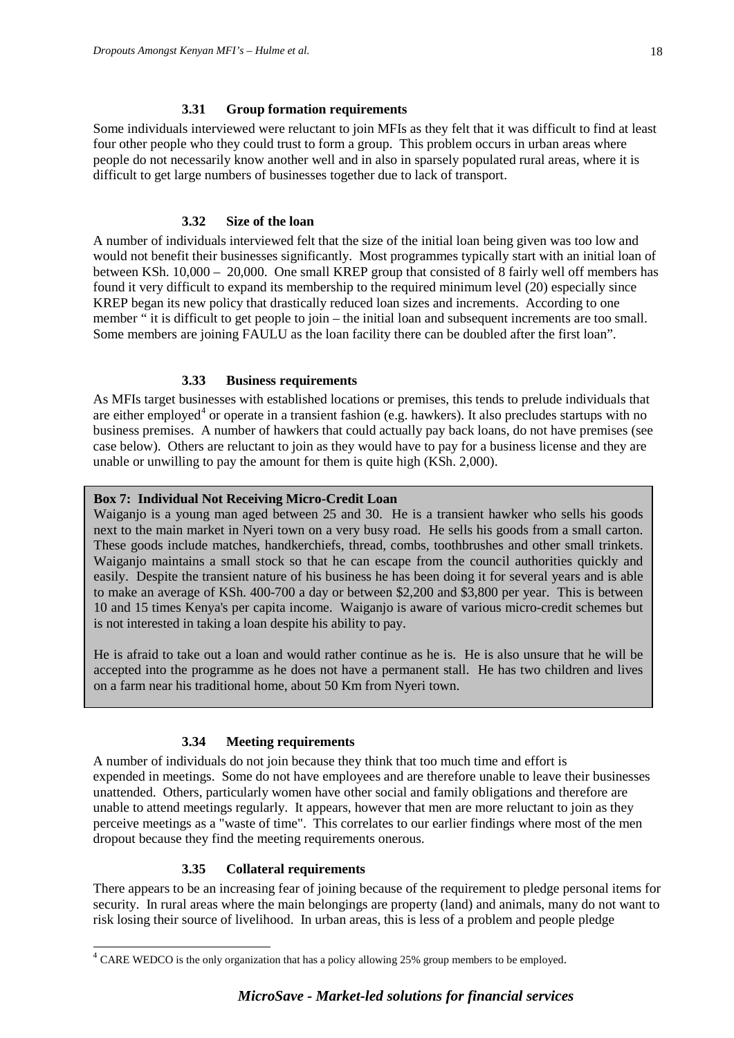### 3.31 Group formation requirements

Some individuals interviewed were reluctant to join MFIs as they felt that it was difficult to find at least four other people who they could trust to form a group. This problem occurs in urban areas where people do not necessarily know another well and in also in sparsely populated rural areas, where it is difficult to get large numbers of businesses together due to lack of transport.

### 3.32 Size of the loan

A number of individuals interviewed felt that the size of the initial loan being given was too low and would not benefit their businesses significantly. Most programmes typically start with an initial loan of between KSh. 10,000 – 20,000. One small KREP group that consisted of 8 fairly well off members has found it very difficult to expand its membership to the required minimum level (20) especially since KREP began its new policy that drastically reduced loan sizes and increments. According to one member " it is difficult to get people to join – the initial loan and subsequent increments are too small. Some members are joining FAULU as the loan facility there can be doubled after the first loan".

### 3.33 Business requirements

As MFIs target businesses with established locations or premises, this tends to prelude individuals that are either employed[4] or operate in a transient fashion (e.g. hawkers). It also precludes startups with no business premises. A number of hawkers that could actually pay back loans, do not have premises (see case below). Others are reluctant to join as they would have to pay for a business license and they are unable or unwilling to pay the amount for them is quite high (KSh. 2,000).

> **Box 7: Individual Not Receiving Micro-Credit Loan**
>
> Waiganjo is a young man aged between 25 and 30. He is a transient hawker who sells his goods next to the main market in Nyeri town on a very busy road. He sells his goods from a small carton. These goods include matches, handkerchiefs, thread, combs, toothbrushes and other small trinkets. Waiganjo maintains a small stock so that he can escape from the council authorities quickly and easily. Despite the transient nature of his business he has been doing it for several years and is able to make an average of KSh. 400-700 a day or between $2,200 and $3,800 per year. This is between 10 and 15 times Kenya's per capita income. Waiganjo is aware of various micro-credit schemes but is not interested in taking a loan despite his ability to pay.
>
> He is afraid to take out a loan and would rather continue as he is. He is also unsure that he will be accepted into the programme as he does not have a permanent stall. He has two children and lives on a farm near his traditional home, about 50 Km from Nyeri town.

### 3.34 Meeting requirements

A number of individuals do not join because they think that too much time and effort is expended in meetings. Some do not have employees and are therefore unable to leave their businesses unattended. Others, particularly women have other social and family obligations and therefore are unable to attend meetings regularly. It appears, however that men are more reluctant to join as they perceive meetings as a "waste of time". This correlates to our earlier findings where most of the men dropout because they find the meeting requirements onerous.

### 3.35 Collateral requirements

There appears to be an increasing fear of joining because of the requirement to pledge personal items for security. In rural areas where the main belongings are property (land) and animals, many do not want to risk losing their source of livelihood. In urban areas, this is less of a problem and people pledge

---

[4] CARE WEDCO is the only organization that has a policy allowing 25% group members to be employed.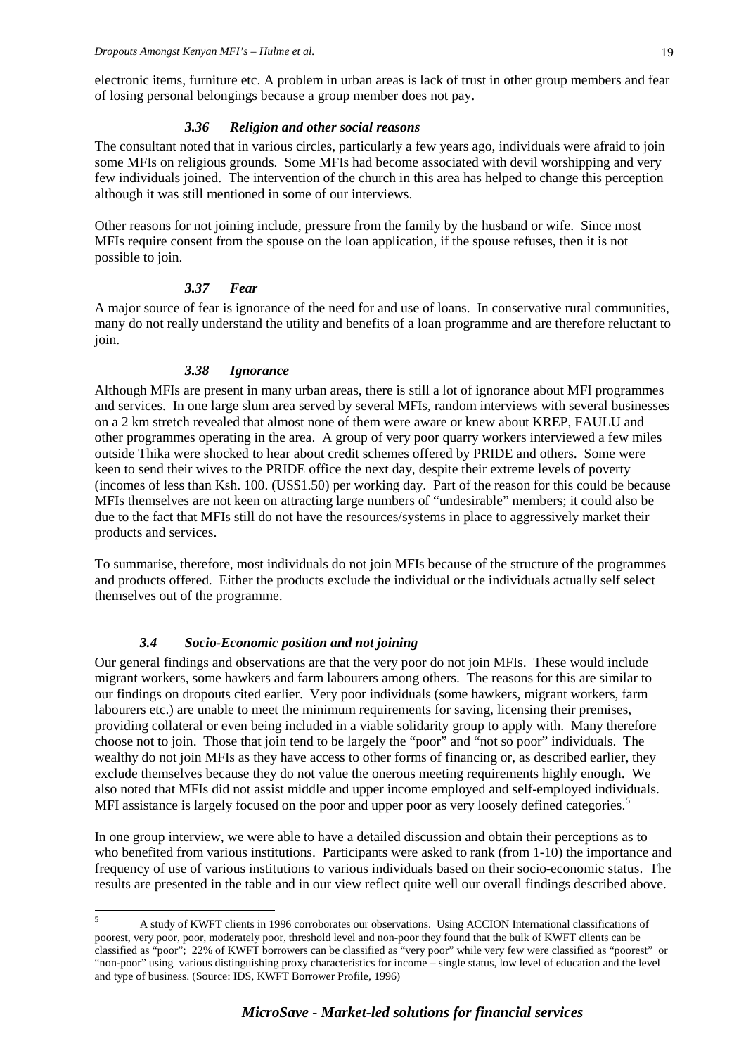electronic items, furniture etc. A problem in urban areas is lack of trust in other group members and fear of losing personal belongings because a group member does not pay.

### *3.36 Religion and other social reasons*

The consultant noted that in various circles, particularly a few years ago, individuals were afraid to join some MFIs on religious grounds. Some MFIs had become associated with devil worshipping and very few individuals joined. The intervention of the church in this area has helped to change this perception although it was still mentioned in some of our interviews.

Other reasons for not joining include, pressure from the family by the husband or wife. Since most MFIs require consent from the spouse on the loan application, if the spouse refuses, then it is not possible to join.

### *3.37 Fear*

A major source of fear is ignorance of the need for and use of loans. In conservative rural communities, many do not really understand the utility and benefits of a loan programme and are therefore reluctant to join.

### *3.38 Ignorance*

Although MFIs are present in many urban areas, there is still a lot of ignorance about MFI programmes and services. In one large slum area served by several MFIs, random interviews with several businesses on a 2 km stretch revealed that almost none of them were aware or knew about KREP, FAULU and other programmes operating in the area. A group of very poor quarry workers interviewed a few miles outside Thika were shocked to hear about credit schemes offered by PRIDE and others. Some were keen to send their wives to the PRIDE office the next day, despite their extreme levels of poverty (incomes of less than Ksh. 100. (US$1.50) per working day. Part of the reason for this could be because MFIs themselves are not keen on attracting large numbers of "undesirable" members; it could also be due to the fact that MFIs still do not have the resources/systems in place to aggressively market their products and services.

To summarise, therefore, most individuals do not join MFIs because of the structure of the programmes and products offered. Either the products exclude the individual or the individuals actually self select themselves out of the programme.

## *3.4 Socio-Economic position and not joining*

Our general findings and observations are that the very poor do not join MFIs. These would include migrant workers, some hawkers and farm labourers among others. The reasons for this are similar to our findings on dropouts cited earlier. Very poor individuals (some hawkers, migrant workers, farm labourers etc.) are unable to meet the minimum requirements for saving, licensing their premises, providing collateral or even being included in a viable solidarity group to apply with. Many therefore choose not to join. Those that join tend to be largely the "poor" and "not so poor" individuals. The wealthy do not join MFIs as they have access to other forms of financing or, as described earlier, they exclude themselves because they do not value the onerous meeting requirements highly enough. We also noted that MFIs did not assist middle and upper income employed and self-employed individuals. MFI assistance is largely focused on the poor and upper poor as very loosely defined categories.[5]

In one group interview, we were able to have a detailed discussion and obtain their perceptions as to who benefited from various institutions. Participants were asked to rank (from 1-10) the importance and frequency of use of various institutions to various individuals based on their socio-economic status. The results are presented in the table and in our view reflect quite well our overall findings described above.

[5] A study of KWFT clients in 1996 corroborates our observations. Using ACCION International classifications of poorest, very poor, poor, moderately poor, threshold level and non-poor they found that the bulk of KWFT clients can be classified as "poor"; 22% of KWFT borrowers can be classified as "very poor" while very few were classified as "poorest" or "non-poor" using various distinguishing proxy characteristics for income – single status, low level of education and the level and type of business. (Source: IDS, KWFT Borrower Profile, 1996)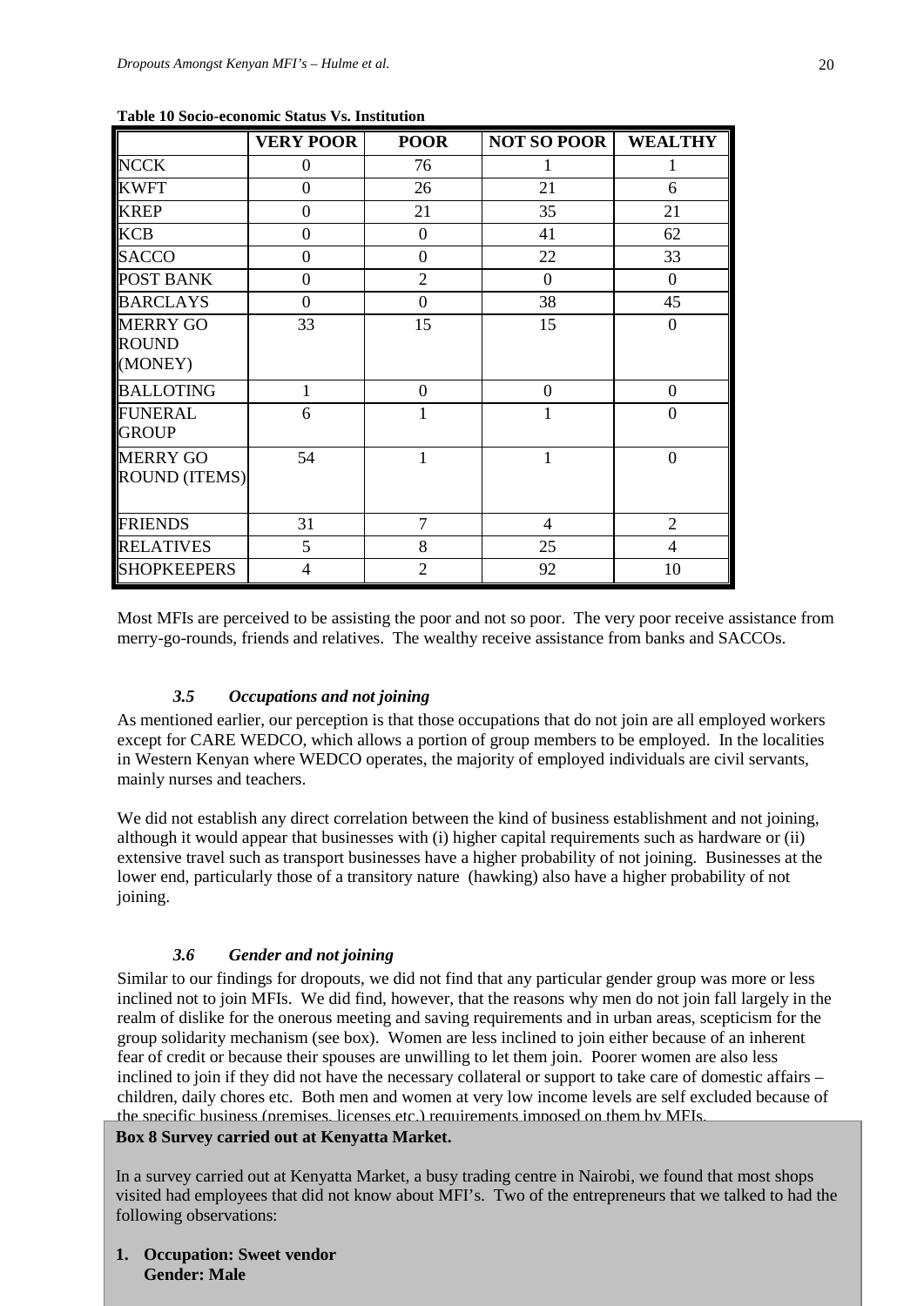**Table 10 Socio-economic Status Vs. Institution**

| | VERY POOR | POOR | NOT SO POOR | WEALTHY |
|---|---|---|---|---|
| NCCK | 0 | 76 | 1 | 1 |
| KWFT | 0 | 26 | 21 | 6 |
| KREP | 0 | 21 | 35 | 21 |
| KCB | 0 | 0 | 41 | 62 |
| SACCO | 0 | 0 | 22 | 33 |
| POST BANK | 0 | 2 | 0 | 0 |
| BARCLAYS | 0 | 0 | 38 | 45 |
| MERRY GO ROUND (MONEY) | 33 | 15 | 15 | 0 |
| BALLOTING | 1 | 0 | 0 | 0 |
| FUNERAL GROUP | 6 | 1 | 1 | 0 |
| MERRY GO ROUND (ITEMS) | 54 | 1 | 1 | 0 |
| FRIENDS | 31 | 7 | 4 | 2 |
| RELATIVES | 5 | 8 | 25 | 4 |
| SHOPKEEPERS | 4 | 2 | 92 | 10 |

Most MFIs are perceived to be assisting the poor and not so poor. The very poor receive assistance from merry-go-rounds, friends and relatives. The wealthy receive assistance from banks and SACCOs.

### *3.5 Occupations and not joining*

As mentioned earlier, our perception is that those occupations that do not join are all employed workers except for CARE WEDCO, which allows a portion of group members to be employed. In the localities in Western Kenyan where WEDCO operates, the majority of employed individuals are civil servants, mainly nurses and teachers.

We did not establish any direct correlation between the kind of business establishment and not joining, although it would appear that businesses with (i) higher capital requirements such as hardware or (ii) extensive travel such as transport businesses have a higher probability of not joining. Businesses at the lower end, particularly those of a transitory nature (hawking) also have a higher probability of not joining.

### *3.6 Gender and not joining*

Similar to our findings for dropouts, we did not find that any particular gender group was more or less inclined not to join MFIs. We did find, however, that the reasons why men do not join fall largely in the realm of dislike for the onerous meeting and saving requirements and in urban areas, scepticism for the group solidarity mechanism (see box). Women are less inclined to join either because of an inherent fear of credit or because their spouses are unwilling to let them join. Poorer women are also less inclined to join if they did not have the necessary collateral or support to take care of domestic affairs – children, daily chores etc. Both men and women at very low income levels are self excluded because of the specific business (premises, licenses etc.) requirements imposed on them by MFIs.

**Box 8 Survey carried out at Kenyatta Market.**

In a survey carried out at Kenyatta Market, a busy trading centre in Nairobi, we found that most shops visited had employees that did not know about MFI's. Two of the entrepreneurs that we talked to had the following observations:

1. **Occupation: Sweet vendor**
   **Gender: Male**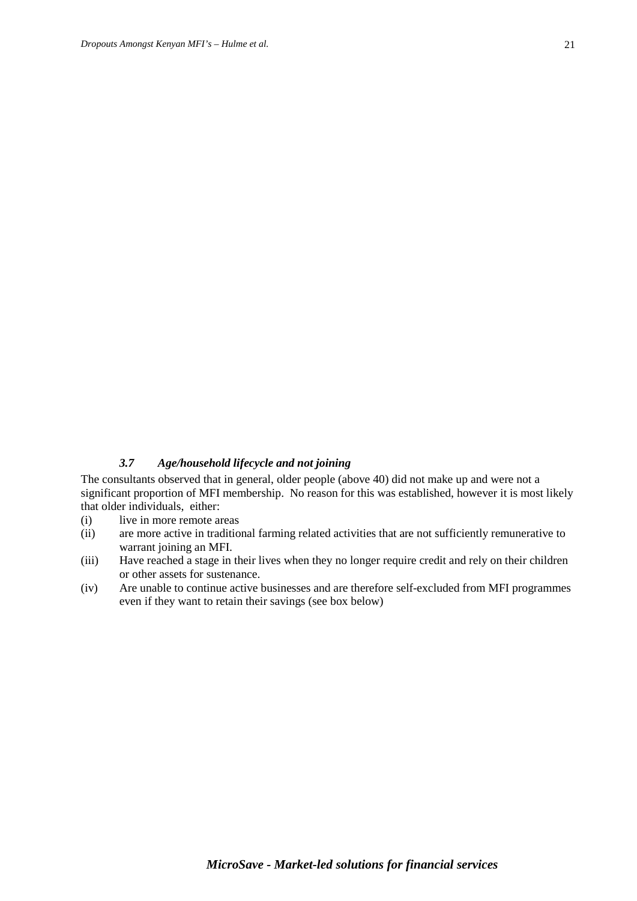### *3.7 Age/household lifecycle and not joining*

The consultants observed that in general, older people (above 40) did not make up and were not a significant proportion of MFI membership. No reason for this was established, however it is most likely that older individuals, either:

(i) live in more remote areas

(ii) are more active in traditional farming related activities that are not sufficiently remunerative to warrant joining an MFI.

(iii) Have reached a stage in their lives when they no longer require credit and rely on their children or other assets for sustenance.

(iv) Are unable to continue active businesses and are therefore self-excluded from MFI programmes even if they want to retain their savings (see box below)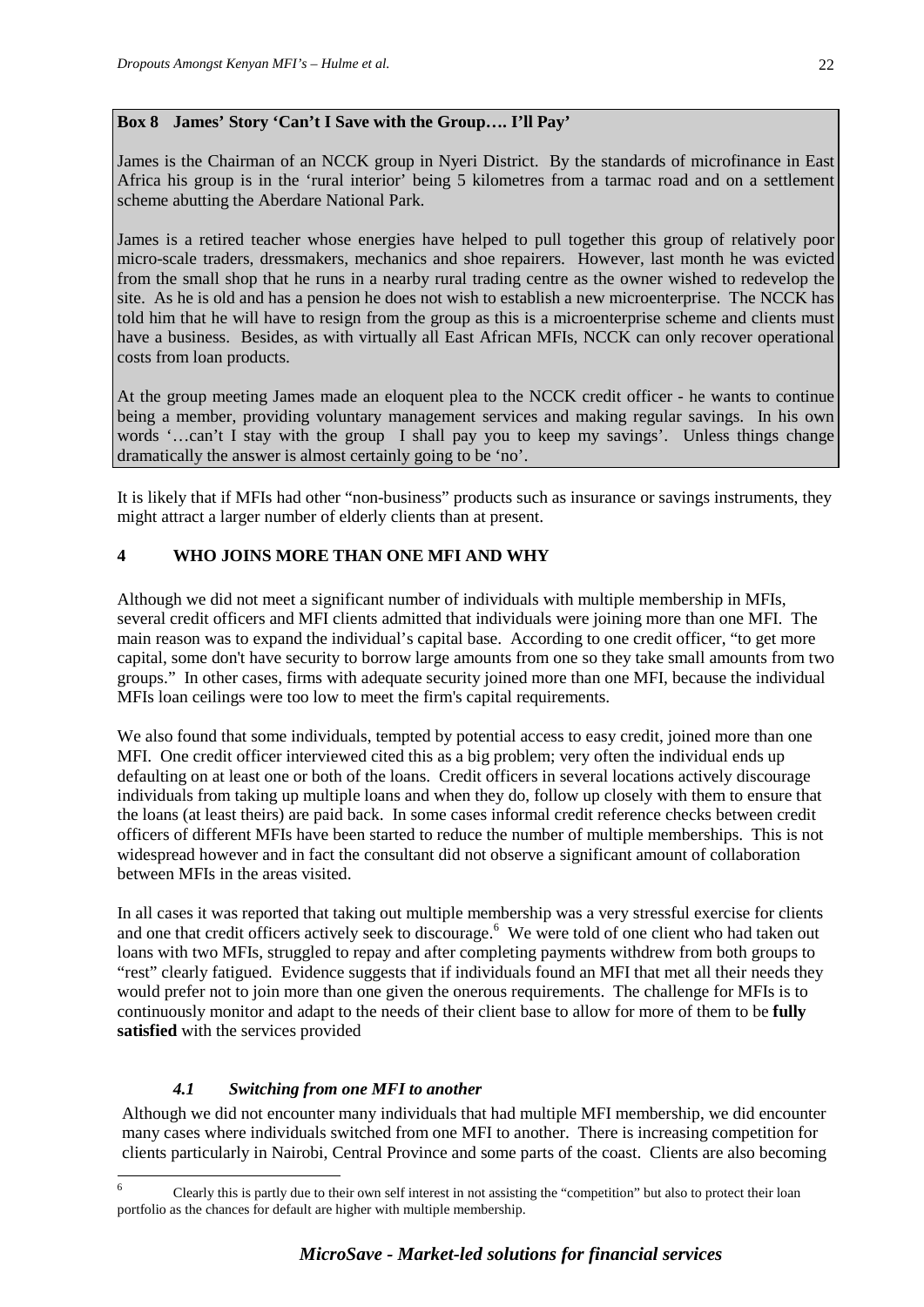**Box 8 James' Story 'Can't I Save with the Group…. I'll Pay'**

James is the Chairman of an NCCK group in Nyeri District. By the standards of microfinance in East Africa his group is in the 'rural interior' being 5 kilometres from a tarmac road and on a settlement scheme abutting the Aberdare National Park.

James is a retired teacher whose energies have helped to pull together this group of relatively poor micro-scale traders, dressmakers, mechanics and shoe repairers. However, last month he was evicted from the small shop that he runs in a nearby rural trading centre as the owner wished to redevelop the site. As he is old and has a pension he does not wish to establish a new microenterprise. The NCCK has told him that he will have to resign from the group as this is a microenterprise scheme and clients must have a business. Besides, as with virtually all East African MFIs, NCCK can only recover operational costs from loan products.

At the group meeting James made an eloquent plea to the NCCK credit officer - he wants to continue being a member, providing voluntary management services and making regular savings. In his own words '…can't I stay with the group I shall pay you to keep my savings'. Unless things change dramatically the answer is almost certainly going to be 'no'.

It is likely that if MFIs had other "non-business" products such as insurance or savings instruments, they might attract a larger number of elderly clients than at present.

## 4 WHO JOINS MORE THAN ONE MFI AND WHY

Although we did not meet a significant number of individuals with multiple membership in MFIs, several credit officers and MFI clients admitted that individuals were joining more than one MFI. The main reason was to expand the individual's capital base. According to one credit officer, "to get more capital, some don't have security to borrow large amounts from one so they take small amounts from two groups." In other cases, firms with adequate security joined more than one MFI, because the individual MFIs loan ceilings were too low to meet the firm's capital requirements.

We also found that some individuals, tempted by potential access to easy credit, joined more than one MFI. One credit officer interviewed cited this as a big problem; very often the individual ends up defaulting on at least one or both of the loans. Credit officers in several locations actively discourage individuals from taking up multiple loans and when they do, follow up closely with them to ensure that the loans (at least theirs) are paid back. In some cases informal credit reference checks between credit officers of different MFIs have been started to reduce the number of multiple memberships. This is not widespread however and in fact the consultant did not observe a significant amount of collaboration between MFIs in the areas visited.

In all cases it was reported that taking out multiple membership was a very stressful exercise for clients and one that credit officers actively seek to discourage.[6] We were told of one client who had taken out loans with two MFIs, struggled to repay and after completing payments withdrew from both groups to "rest" clearly fatigued. Evidence suggests that if individuals found an MFI that met all their needs they would prefer not to join more than one given the onerous requirements. The challenge for MFIs is to continuously monitor and adapt to the needs of their client base to allow for more of them to be **fully satisfied** with the services provided

### *4.1 Switching from one MFI to another*

Although we did not encounter many individuals that had multiple MFI membership, we did encounter many cases where individuals switched from one MFI to another. There is increasing competition for clients particularly in Nairobi, Central Province and some parts of the coast. Clients are also becoming

[6] Clearly this is partly due to their own self interest in not assisting the "competition" but also to protect their loan portfolio as the chances for default are higher with multiple membership.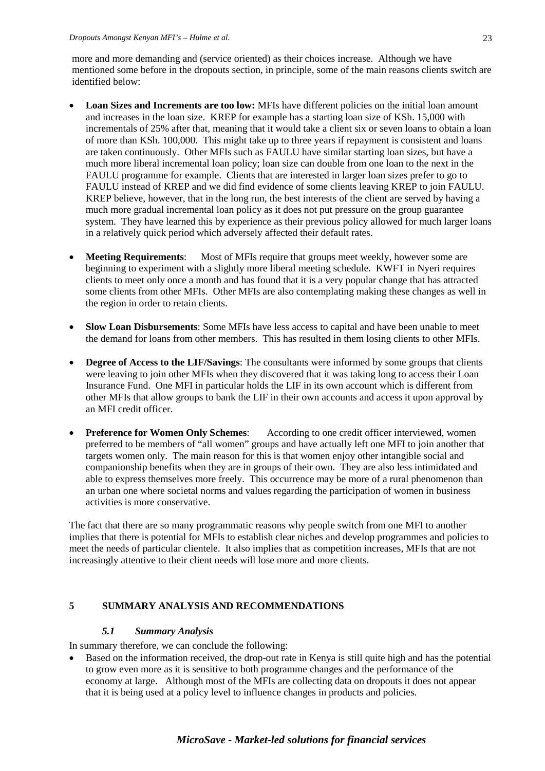more and more demanding and (service oriented) as their choices increase. Although we have mentioned some before in the dropouts section, in principle, some of the main reasons clients switch are identified below:

- **Loan Sizes and Increments are too low:** MFIs have different policies on the initial loan amount and increases in the loan size. KREP for example has a starting loan size of KSh. 15,000 with incrementals of 25% after that, meaning that it would take a client six or seven loans to obtain a loan of more than KSh. 100,000. This might take up to three years if repayment is consistent and loans are taken continuously. Other MFIs such as FAULU have similar starting loan sizes, but have a much more liberal incremental loan policy; loan size can double from one loan to the next in the FAULU programme for example. Clients that are interested in larger loan sizes prefer to go to FAULU instead of KREP and we did find evidence of some clients leaving KREP to join FAULU. KREP believe, however, that in the long run, the best interests of the client are served by having a much more gradual incremental loan policy as it does not put pressure on the group guarantee system. They have learned this by experience as their previous policy allowed for much larger loans in a relatively quick period which adversely affected their default rates.

- **Meeting Requirements**: Most of MFIs require that groups meet weekly, however some are beginning to experiment with a slightly more liberal meeting schedule. KWFT in Nyeri requires clients to meet only once a month and has found that it is a very popular change that has attracted some clients from other MFIs. Other MFIs are also contemplating making these changes as well in the region in order to retain clients.

- **Slow Loan Disbursements**: Some MFIs have less access to capital and have been unable to meet the demand for loans from other members. This has resulted in them losing clients to other MFIs.

- **Degree of Access to the LIF/Savings**: The consultants were informed by some groups that clients were leaving to join other MFIs when they discovered that it was taking long to access their Loan Insurance Fund. One MFI in particular holds the LIF in its own account which is different from other MFIs that allow groups to bank the LIF in their own accounts and access it upon approval by an MFI credit officer.

- **Preference for Women Only Schemes**: According to one credit officer interviewed, women preferred to be members of "all women" groups and have actually left one MFI to join another that targets women only. The main reason for this is that women enjoy other intangible social and companionship benefits when they are in groups of their own. They are also less intimidated and able to express themselves more freely. This occurrence may be more of a rural phenomenon than an urban one where societal norms and values regarding the participation of women in business activities is more conservative.

The fact that there are so many programmatic reasons why people switch from one MFI to another implies that there is potential for MFIs to establish clear niches and develop programmes and policies to meet the needs of particular clientele. It also implies that as competition increases, MFIs that are not increasingly attentive to their client needs will lose more and more clients.

# 5 SUMMARY ANALYSIS AND RECOMMENDATIONS

## *5.1 Summary Analysis*

In summary therefore, we can conclude the following:

- Based on the information received, the drop-out rate in Kenya is still quite high and has the potential to grow even more as it is sensitive to both programme changes and the performance of the economy at large. Although most of the MFIs are collecting data on dropouts it does not appear that it is being used at a policy level to influence changes in products and policies.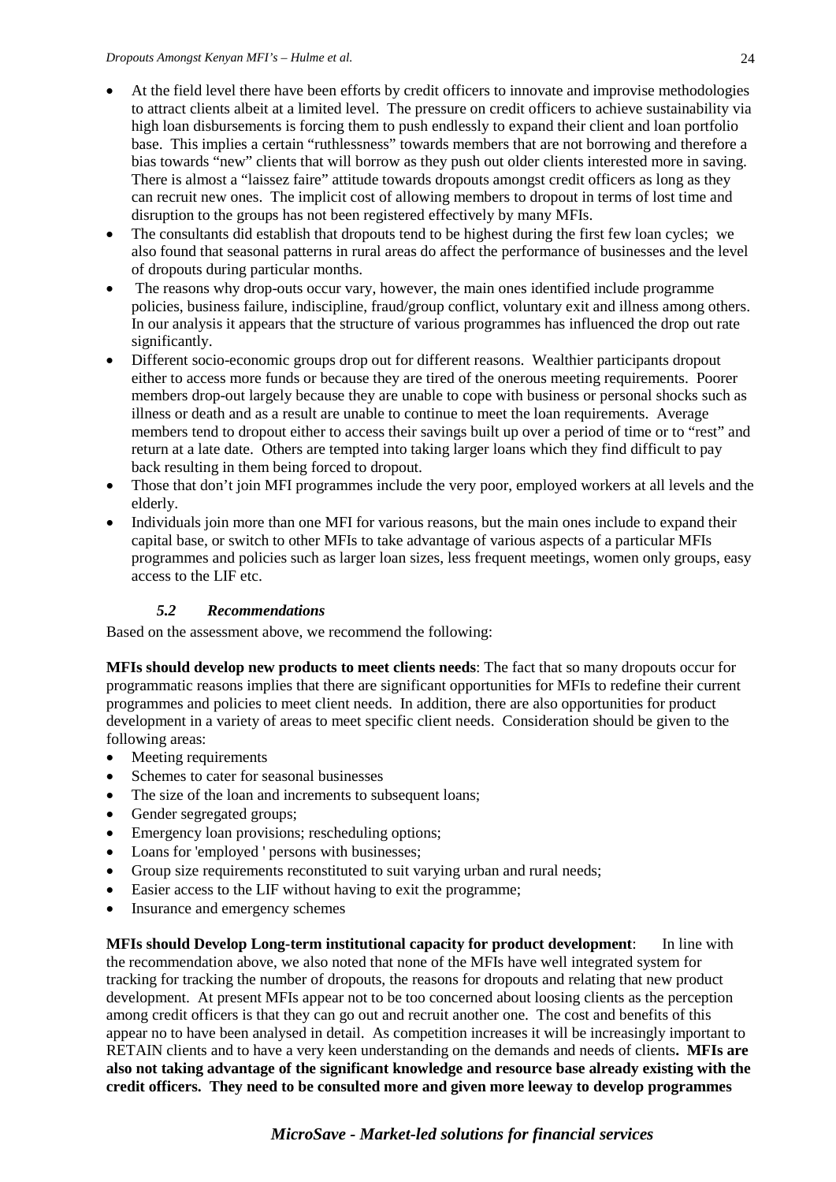- At the field level there have been efforts by credit officers to innovate and improvise methodologies to attract clients albeit at a limited level. The pressure on credit officers to achieve sustainability via high loan disbursements is forcing them to push endlessly to expand their client and loan portfolio base. This implies a certain "ruthlessness" towards members that are not borrowing and therefore a bias towards "new" clients that will borrow as they push out older clients interested more in saving. There is almost a "laissez faire" attitude towards dropouts amongst credit officers as long as they can recruit new ones. The implicit cost of allowing members to dropout in terms of lost time and disruption to the groups has not been registered effectively by many MFIs.
- The consultants did establish that dropouts tend to be highest during the first few loan cycles; we also found that seasonal patterns in rural areas do affect the performance of businesses and the level of dropouts during particular months.
- The reasons why drop-outs occur vary, however, the main ones identified include programme policies, business failure, indiscipline, fraud/group conflict, voluntary exit and illness among others. In our analysis it appears that the structure of various programmes has influenced the drop out rate significantly.
- Different socio-economic groups drop out for different reasons. Wealthier participants dropout either to access more funds or because they are tired of the onerous meeting requirements. Poorer members drop-out largely because they are unable to cope with business or personal shocks such as illness or death and as a result are unable to continue to meet the loan requirements. Average members tend to dropout either to access their savings built up over a period of time or to "rest" and return at a late date. Others are tempted into taking larger loans which they find difficult to pay back resulting in them being forced to dropout.
- Those that don't join MFI programmes include the very poor, employed workers at all levels and the elderly.
- Individuals join more than one MFI for various reasons, but the main ones include to expand their capital base, or switch to other MFIs to take advantage of various aspects of a particular MFIs programmes and policies such as larger loan sizes, less frequent meetings, women only groups, easy access to the LIF etc.

### *5.2 Recommendations*

Based on the assessment above, we recommend the following:

**MFIs should develop new products to meet clients needs**: The fact that so many dropouts occur for programmatic reasons implies that there are significant opportunities for MFIs to redefine their current programmes and policies to meet client needs. In addition, there are also opportunities for product development in a variety of areas to meet specific client needs. Consideration should be given to the following areas:

- Meeting requirements
- Schemes to cater for seasonal businesses
- The size of the loan and increments to subsequent loans;
- Gender segregated groups;
- Emergency loan provisions; rescheduling options;
- Loans for 'employed ' persons with businesses;
- Group size requirements reconstituted to suit varying urban and rural needs;
- Easier access to the LIF without having to exit the programme;
- Insurance and emergency schemes

**MFIs should Develop Long-term institutional capacity for product development**: In line with the recommendation above, we also noted that none of the MFIs have well integrated system for tracking for tracking the number of dropouts, the reasons for dropouts and relating that new product development. At present MFIs appear not to be too concerned about loosing clients as the perception among credit officers is that they can go out and recruit another one. The cost and benefits of this appear no to have been analysed in detail. As competition increases it will be increasingly important to RETAIN clients and to have a very keen understanding on the demands and needs of clients**. MFIs are also not taking advantage of the significant knowledge and resource base already existing with the credit officers. They need to be consulted more and given more leeway to develop programmes**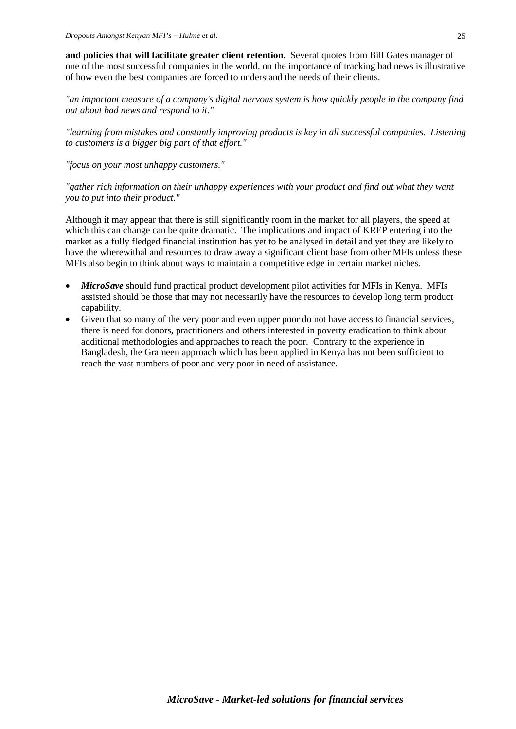**and policies that will facilitate greater client retention.** Several quotes from Bill Gates manager of one of the most successful companies in the world, on the importance of tracking bad news is illustrative of how even the best companies are forced to understand the needs of their clients.

*"an important measure of a company's digital nervous system is how quickly people in the company find out about bad news and respond to it."*

*"learning from mistakes and constantly improving products is key in all successful companies. Listening to customers is a bigger big part of that effort."*

*"focus on your most unhappy customers."*

*"gather rich information on their unhappy experiences with your product and find out what they want you to put into their product."*

Although it may appear that there is still significantly room in the market for all players, the speed at which this can change can be quite dramatic. The implications and impact of KREP entering into the market as a fully fledged financial institution has yet to be analysed in detail and yet they are likely to have the wherewithal and resources to draw away a significant client base from other MFIs unless these MFIs also begin to think about ways to maintain a competitive edge in certain market niches.

- ***MicroSave*** should fund practical product development pilot activities for MFIs in Kenya. MFIs assisted should be those that may not necessarily have the resources to develop long term product capability.
- Given that so many of the very poor and even upper poor do not have access to financial services, there is need for donors, practitioners and others interested in poverty eradication to think about additional methodologies and approaches to reach the poor. Contrary to the experience in Bangladesh, the Grameen approach which has been applied in Kenya has not been sufficient to reach the vast numbers of poor and very poor in need of assistance.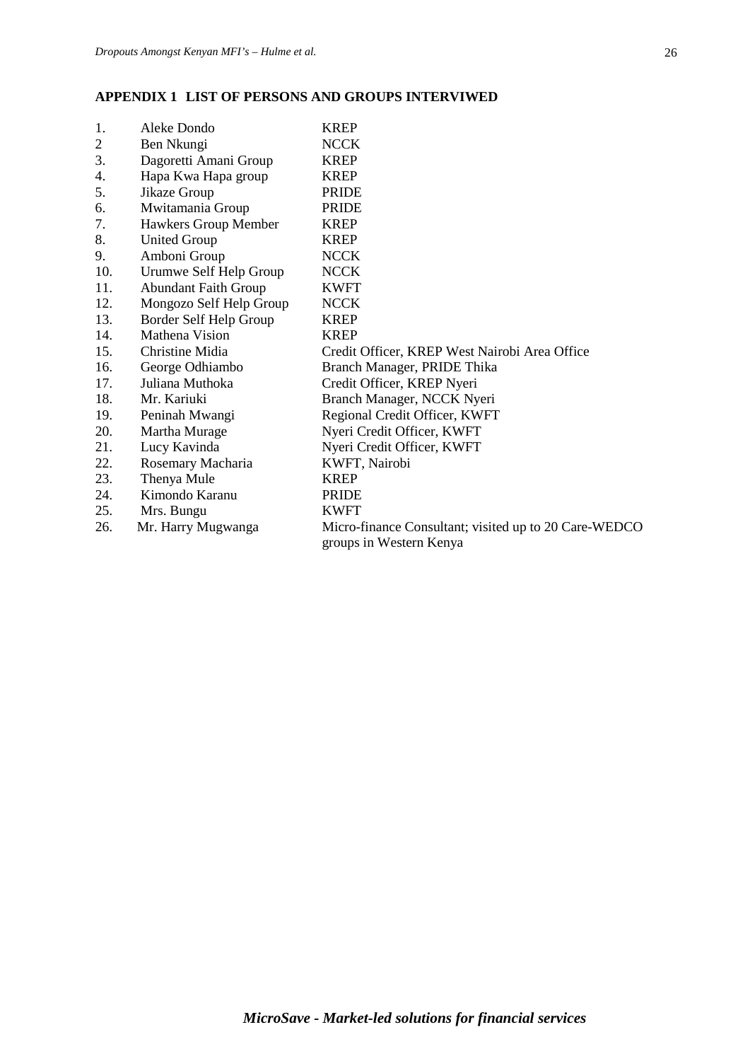## APPENDIX 1 LIST OF PERSONS AND GROUPS INTERVIWED

| | | |
|---|---|---|
| 1. | Aleke Dondo | KREP |
| 2 | Ben Nkungi | NCCK |
| 3. | Dagoretti Amani Group | KREP |
| 4. | Hapa Kwa Hapa group | KREP |
| 5. | Jikaze Group | PRIDE |
| 6. | Mwitamania Group | PRIDE |
| 7. | Hawkers Group Member | KREP |
| 8. | United Group | KREP |
| 9. | Amboni Group | NCCK |
| 10. | Urumwe Self Help Group | NCCK |
| 11. | Abundant Faith Group | KWFT |
| 12. | Mongozo Self Help Group | NCCK |
| 13. | Border Self Help Group | KREP |
| 14. | Mathena Vision | KREP |
| 15. | Christine Midia | Credit Officer, KREP West Nairobi Area Office |
| 16. | George Odhiambo | Branch Manager, PRIDE Thika |
| 17. | Juliana Muthoka | Credit Officer, KREP Nyeri |
| 18. | Mr. Kariuki | Branch Manager, NCCK Nyeri |
| 19. | Peninah Mwangi | Regional Credit Officer, KWFT |
| 20. | Martha Murage | Nyeri Credit Officer, KWFT |
| 21. | Lucy Kavinda | Nyeri Credit Officer, KWFT |
| 22. | Rosemary Macharia | KWFT, Nairobi |
| 23. | Thenya Mule | KREP |
| 24. | Kimondo Karanu | PRIDE |
| 25. | Mrs. Bungu | KWFT |
| 26. | Mr. Harry Mugwanga | Micro-finance Consultant; visited up to 20 Care-WEDCO groups in Western Kenya |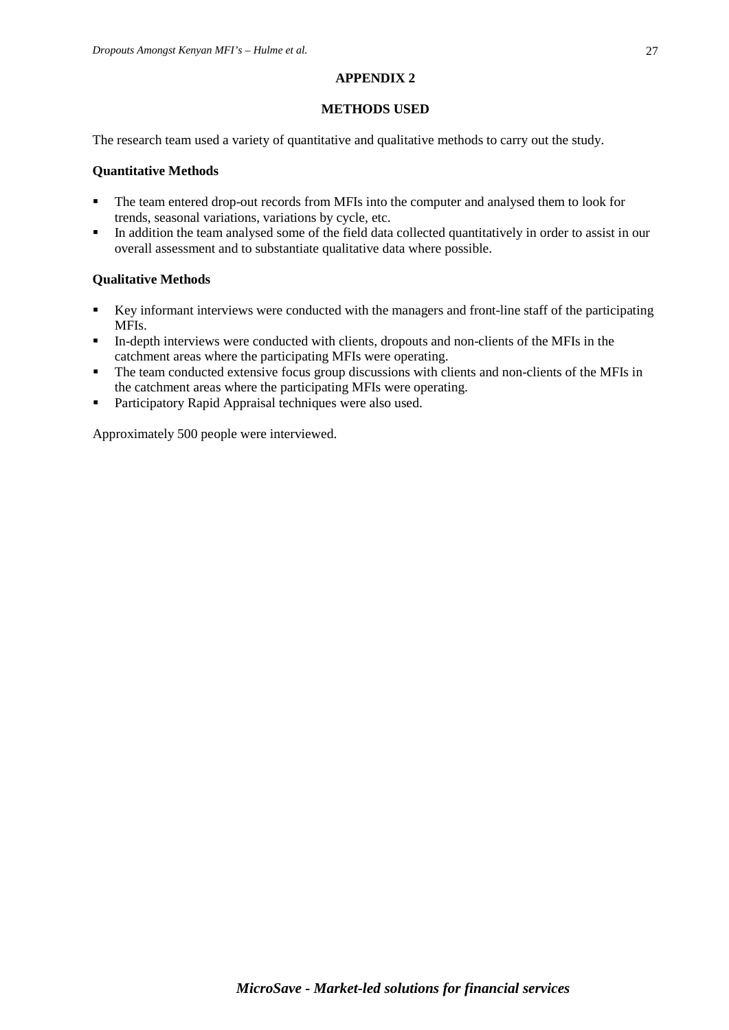# APPENDIX 2

## METHODS USED

The research team used a variety of quantitative and qualitative methods to carry out the study.

### Quantitative Methods

- The team entered drop-out records from MFIs into the computer and analysed them to look for trends, seasonal variations, variations by cycle, etc.
- In addition the team analysed some of the field data collected quantitatively in order to assist in our overall assessment and to substantiate qualitative data where possible.

### Qualitative Methods

- Key informant interviews were conducted with the managers and front-line staff of the participating MFIs.
- In-depth interviews were conducted with clients, dropouts and non-clients of the MFIs in the catchment areas where the participating MFIs were operating.
- The team conducted extensive focus group discussions with clients and non-clients of the MFIs in the catchment areas where the participating MFIs were operating.
- Participatory Rapid Appraisal techniques were also used.

Approximately 500 people were interviewed.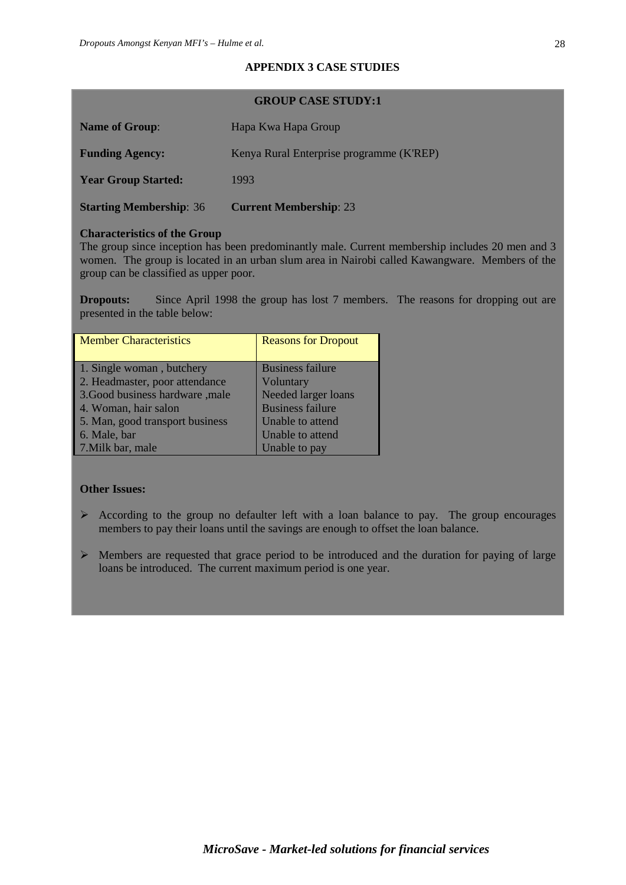## APPENDIX 3 CASE STUDIES

### GROUP CASE STUDY:1

**Name of Group**: Hapa Kwa Hapa Group

**Funding Agency:** Kenya Rural Enterprise programme (K'REP)

**Year Group Started:** 1993

**Starting Membership**: 36 **Current Membership**: 23

**Characteristics of the Group**
The group since inception has been predominantly male. Current membership includes 20 men and 3 women. The group is located in an urban slum area in Nairobi called Kawangware. Members of the group can be classified as upper poor.

**Dropouts:** Since April 1998 the group has lost 7 members. The reasons for dropping out are presented in the table below:

| Member Characteristics | Reasons for Dropout |
|---|---|
| 1. Single woman , butchery | Business failure |
| 2. Headmaster, poor attendance | Voluntary |
| 3.Good business hardware ,male | Needed larger loans |
| 4. Woman, hair salon | Business failure |
| 5. Man, good transport business | Unable to attend |
| 6. Male, bar | Unable to attend |
| 7.Milk bar, male | Unable to pay |

**Other Issues:**

- According to the group no defaulter left with a loan balance to pay. The group encourages members to pay their loans until the savings are enough to offset the loan balance.
- Members are requested that grace period to be introduced and the duration for paying of large loans be introduced. The current maximum period is one year.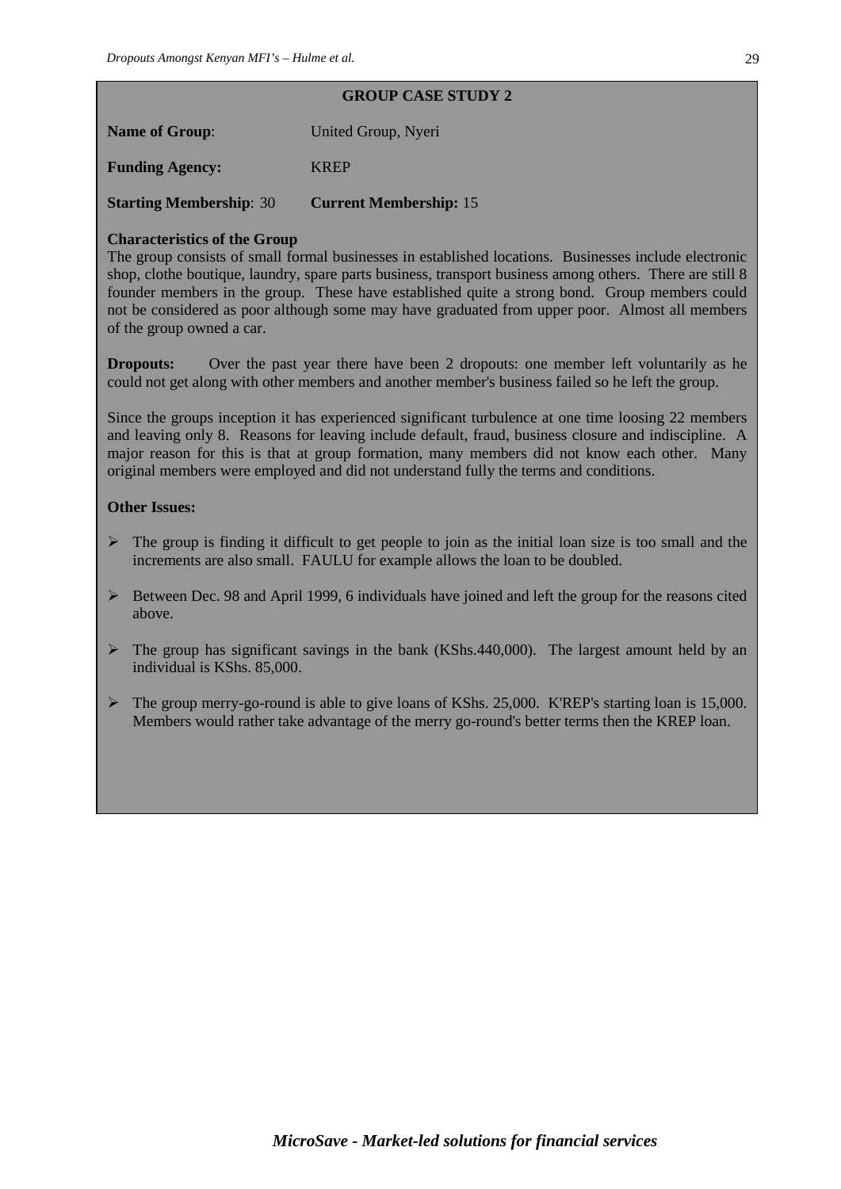### GROUP CASE STUDY 2

**Name of Group**: United Group, Nyeri

**Funding Agency:** KREP

**Starting Membership**: 30 **Current Membership:** 15

**Characteristics of the Group**

The group consists of small formal businesses in established locations. Businesses include electronic shop, clothe boutique, laundry, spare parts business, transport business among others. There are still 8 founder members in the group. These have established quite a strong bond. Group members could not be considered as poor although some may have graduated from upper poor. Almost all members of the group owned a car.

**Dropouts:** Over the past year there have been 2 dropouts: one member left voluntarily as he could not get along with other members and another member's business failed so he left the group.

Since the groups inception it has experienced significant turbulence at one time loosing 22 members and leaving only 8. Reasons for leaving include default, fraud, business closure and indiscipline. A major reason for this is that at group formation, many members did not know each other. Many original members were employed and did not understand fully the terms and conditions.

**Other Issues:**

- The group is finding it difficult to get people to join as the initial loan size is too small and the increments are also small. FAULU for example allows the loan to be doubled.
- Between Dec. 98 and April 1999, 6 individuals have joined and left the group for the reasons cited above.
- The group has significant savings in the bank (KShs.440,000). The largest amount held by an individual is KShs. 85,000.
- The group merry-go-round is able to give loans of KShs. 25,000. K'REP's starting loan is 15,000. Members would rather take advantage of the merry go-round's better terms then the KREP loan.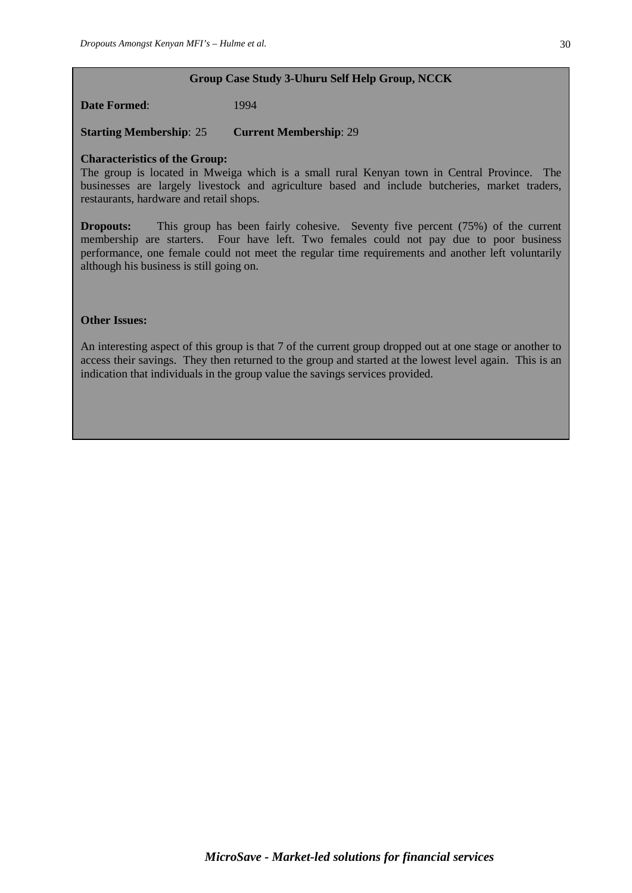**Group Case Study 3-Uhuru Self Help Group, NCCK**

**Date Formed**: 1994

**Starting Membership**: 25 **Current Membership**: 29

**Characteristics of the Group:**
The group is located in Mweiga which is a small rural Kenyan town in Central Province. The businesses are largely livestock and agriculture based and include butcheries, market traders, restaurants, hardware and retail shops.

**Dropouts:** This group has been fairly cohesive. Seventy five percent (75%) of the current membership are starters. Four have left. Two females could not pay due to poor business performance, one female could not meet the regular time requirements and another left voluntarily although his business is still going on.

**Other Issues:**

An interesting aspect of this group is that 7 of the current group dropped out at one stage or another to access their savings. They then returned to the group and started at the lowest level again. This is an indication that individuals in the group value the savings services provided.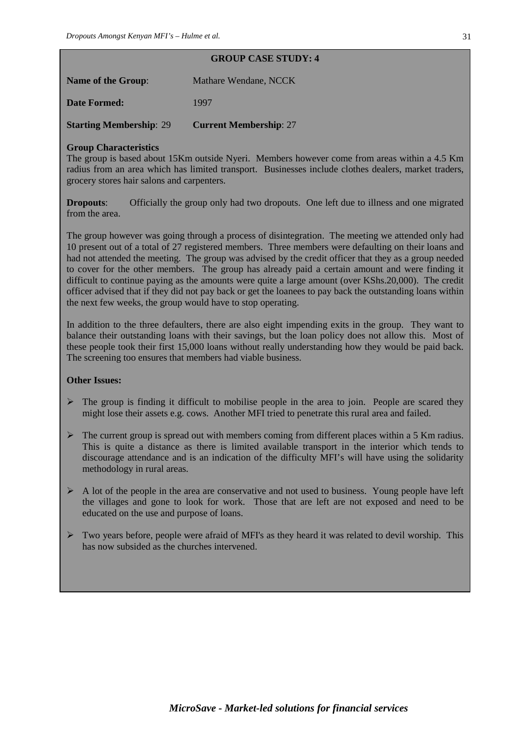## GROUP CASE STUDY: 4

**Name of the Group**: Mathare Wendane, NCCK

**Date Formed:** 1997

**Starting Membership**: 29 **Current Membership**: 27

**Group Characteristics**
The group is based about 15Km outside Nyeri. Members however come from areas within a 4.5 Km radius from an area which has limited transport. Businesses include clothes dealers, market traders, grocery stores hair salons and carpenters.

**Dropouts**: Officially the group only had two dropouts. One left due to illness and one migrated from the area.

The group however was going through a process of disintegration. The meeting we attended only had 10 present out of a total of 27 registered members. Three members were defaulting on their loans and had not attended the meeting. The group was advised by the credit officer that they as a group needed to cover for the other members. The group has already paid a certain amount and were finding it difficult to continue paying as the amounts were quite a large amount (over KShs.20,000). The credit officer advised that if they did not pay back or get the loanees to pay back the outstanding loans within the next few weeks, the group would have to stop operating.

In addition to the three defaulters, there are also eight impending exits in the group. They want to balance their outstanding loans with their savings, but the loan policy does not allow this. Most of these people took their first 15,000 loans without really understanding how they would be paid back. The screening too ensures that members had viable business.

**Other Issues:**

- The group is finding it difficult to mobilise people in the area to join. People are scared they might lose their assets e.g. cows. Another MFI tried to penetrate this rural area and failed.
- The current group is spread out with members coming from different places within a 5 Km radius. This is quite a distance as there is limited available transport in the interior which tends to discourage attendance and is an indication of the difficulty MFI's will have using the solidarity methodology in rural areas.
- A lot of the people in the area are conservative and not used to business. Young people have left the villages and gone to look for work. Those that are left are not exposed and need to be educated on the use and purpose of loans.
- Two years before, people were afraid of MFI's as they heard it was related to devil worship. This has now subsided as the churches intervened.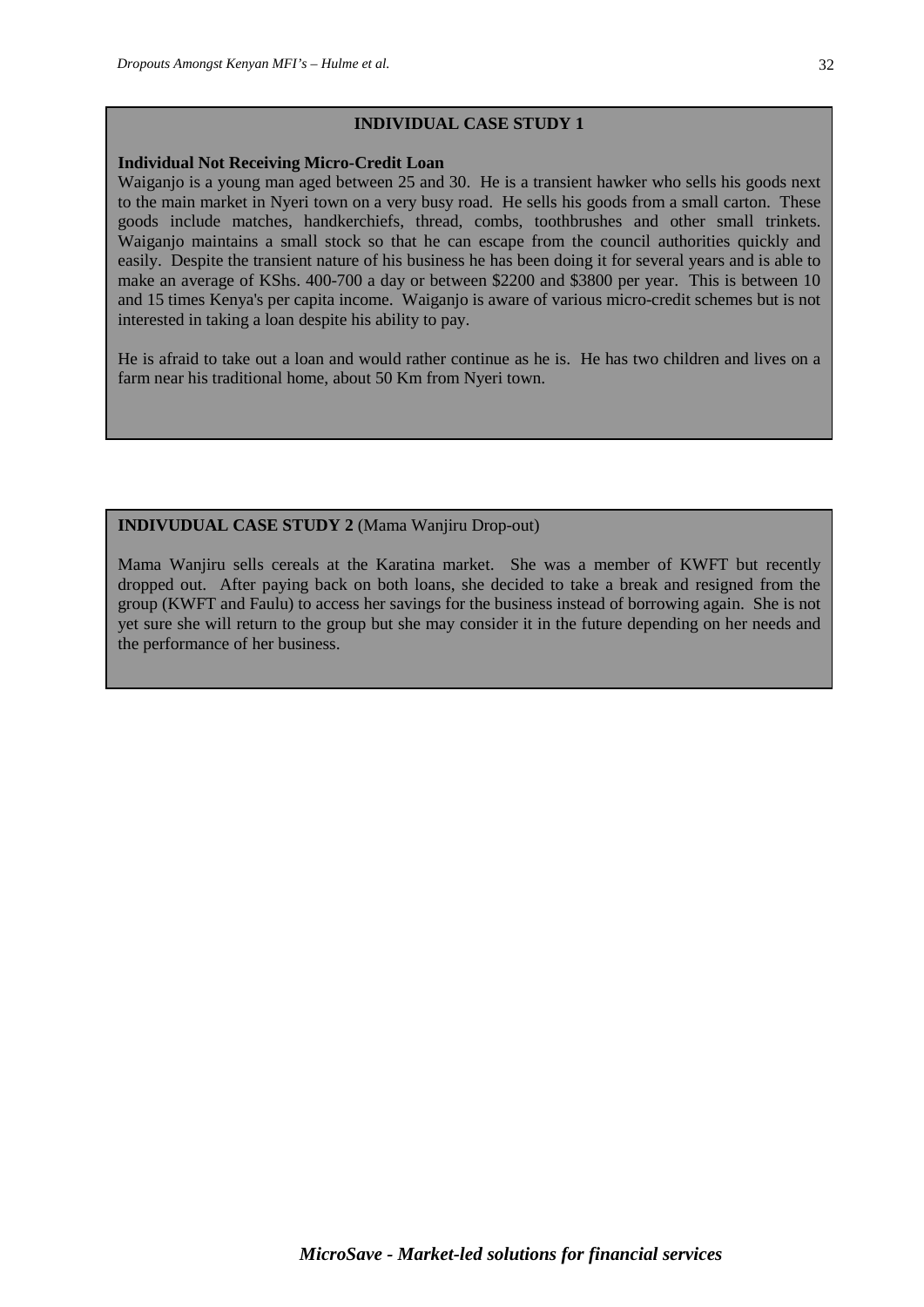### INDIVIDUAL CASE STUDY 1

**Individual Not Receiving Micro-Credit Loan**

Waiganjo is a young man aged between 25 and 30. He is a transient hawker who sells his goods next to the main market in Nyeri town on a very busy road. He sells his goods from a small carton. These goods include matches, handkerchiefs, thread, combs, toothbrushes and other small trinkets. Waiganjo maintains a small stock so that he can escape from the council authorities quickly and easily. Despite the transient nature of his business he has been doing it for several years and is able to make an average of KShs. 400-700 a day or between $2200 and $3800 per year. This is between 10 and 15 times Kenya's per capita income. Waiganjo is aware of various micro-credit schemes but is not interested in taking a loan despite his ability to pay.

He is afraid to take out a loan and would rather continue as he is. He has two children and lives on a farm near his traditional home, about 50 Km from Nyeri town.

### INDIVUDUAL CASE STUDY 2 (Mama Wanjiru Drop-out)

Mama Wanjiru sells cereals at the Karatina market. She was a member of KWFT but recently dropped out. After paying back on both loans, she decided to take a break and resigned from the group (KWFT and Faulu) to access her savings for the business instead of borrowing again. She is not yet sure she will return to the group but she may consider it in the future depending on her needs and the performance of her business.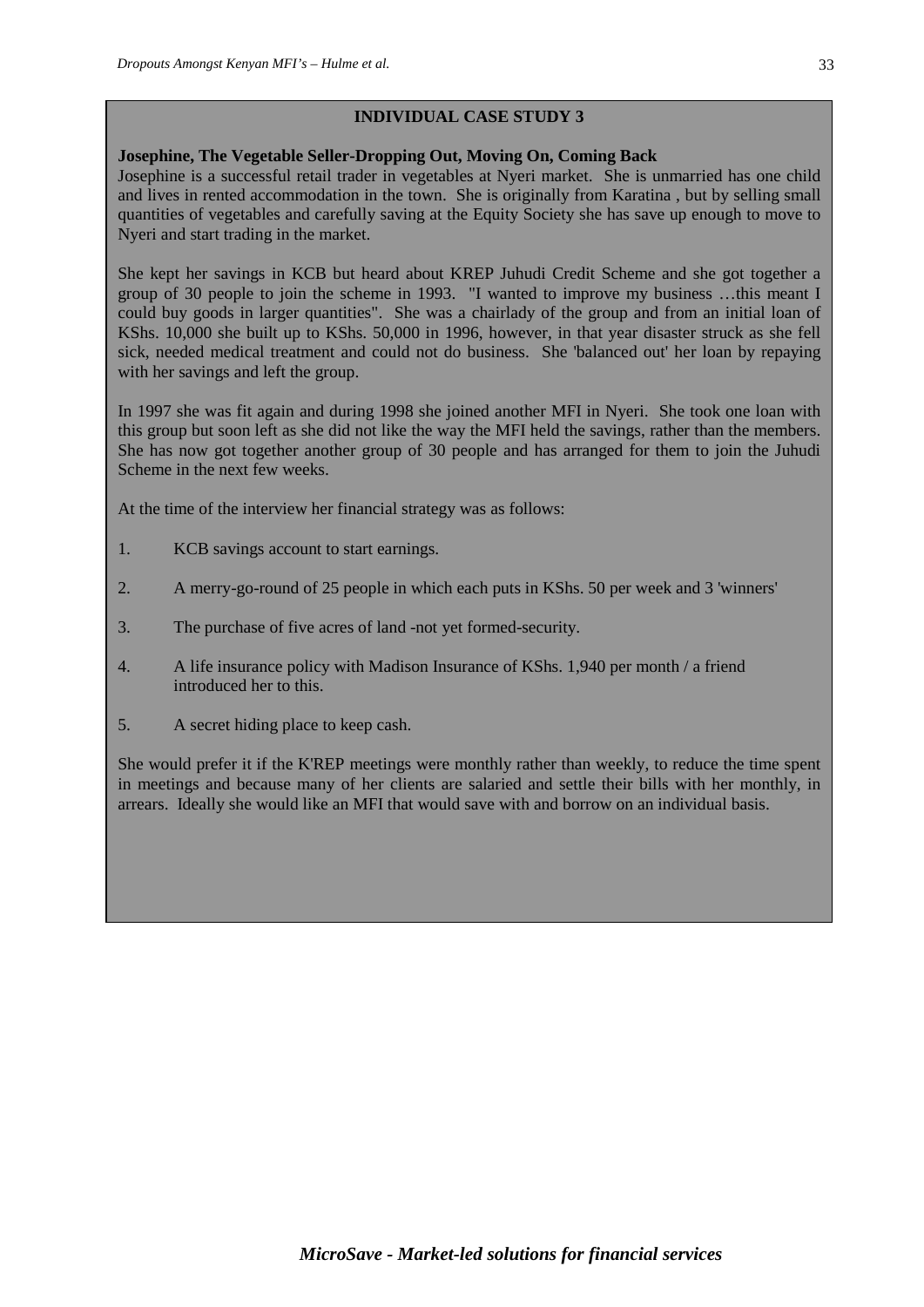## INDIVIDUAL CASE STUDY 3

**Josephine, The Vegetable Seller-Dropping Out, Moving On, Coming Back**

Josephine is a successful retail trader in vegetables at Nyeri market. She is unmarried has one child and lives in rented accommodation in the town. She is originally from Karatina , but by selling small quantities of vegetables and carefully saving at the Equity Society she has save up enough to move to Nyeri and start trading in the market.

She kept her savings in KCB but heard about KREP Juhudi Credit Scheme and she got together a group of 30 people to join the scheme in 1993. "I wanted to improve my business …this meant I could buy goods in larger quantities". She was a chairlady of the group and from an initial loan of KShs. 10,000 she built up to KShs. 50,000 in 1996, however, in that year disaster struck as she fell sick, needed medical treatment and could not do business. She 'balanced out' her loan by repaying with her savings and left the group.

In 1997 she was fit again and during 1998 she joined another MFI in Nyeri. She took one loan with this group but soon left as she did not like the way the MFI held the savings, rather than the members. She has now got together another group of 30 people and has arranged for them to join the Juhudi Scheme in the next few weeks.

At the time of the interview her financial strategy was as follows:

1. KCB savings account to start earnings.
2. A merry-go-round of 25 people in which each puts in KShs. 50 per week and 3 'winners'
3. The purchase of five acres of land -not yet formed-security.
4. A life insurance policy with Madison Insurance of KShs. 1,940 per month / a friend introduced her to this.
5. A secret hiding place to keep cash.

She would prefer it if the K'REP meetings were monthly rather than weekly, to reduce the time spent in meetings and because many of her clients are salaried and settle their bills with her monthly, in arrears. Ideally she would like an MFI that would save with and borrow on an individual basis.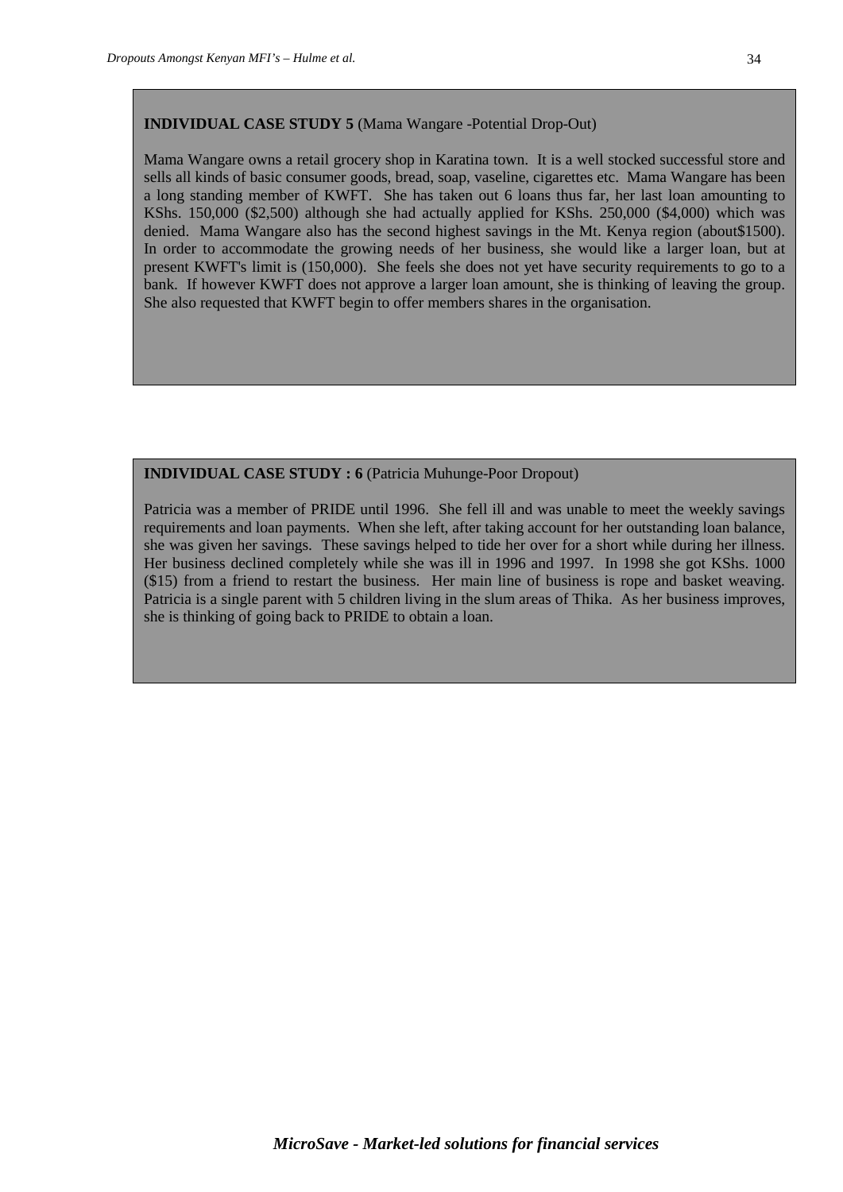**INDIVIDUAL CASE STUDY 5** (Mama Wangare -Potential Drop-Out)

Mama Wangare owns a retail grocery shop in Karatina town. It is a well stocked successful store and sells all kinds of basic consumer goods, bread, soap, vaseline, cigarettes etc. Mama Wangare has been a long standing member of KWFT. She has taken out 6 loans thus far, her last loan amounting to KShs. 150,000 ($2,500) although she had actually applied for KShs. 250,000 ($4,000) which was denied. Mama Wangare also has the second highest savings in the Mt. Kenya region (about$1500). In order to accommodate the growing needs of her business, she would like a larger loan, but at present KWFT's limit is (150,000). She feels she does not yet have security requirements to go to a bank. If however KWFT does not approve a larger loan amount, she is thinking of leaving the group. She also requested that KWFT begin to offer members shares in the organisation.

**INDIVIDUAL CASE STUDY : 6** (Patricia Muhunge-Poor Dropout)

Patricia was a member of PRIDE until 1996. She fell ill and was unable to meet the weekly savings requirements and loan payments. When she left, after taking account for her outstanding loan balance, she was given her savings. These savings helped to tide her over for a short while during her illness. Her business declined completely while she was ill in 1996 and 1997. In 1998 she got KShs. 1000 ($15) from a friend to restart the business. Her main line of business is rope and basket weaving. Patricia is a single parent with 5 children living in the slum areas of Thika. As her business improves, she is thinking of going back to PRIDE to obtain a loan.